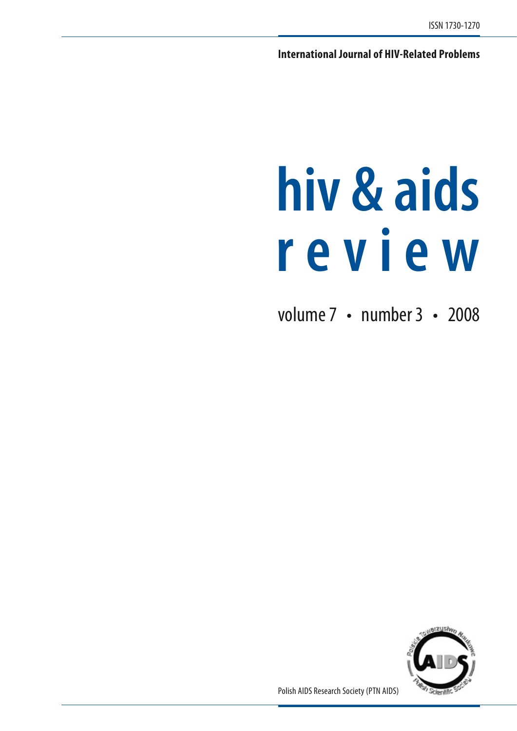ISSN 1730-1270

**International Journal of HIV-Related Problems**

# hiv & aids review

volume 7 • number 3 • 2008

Polish AIDS Research Society (PTN AIDS)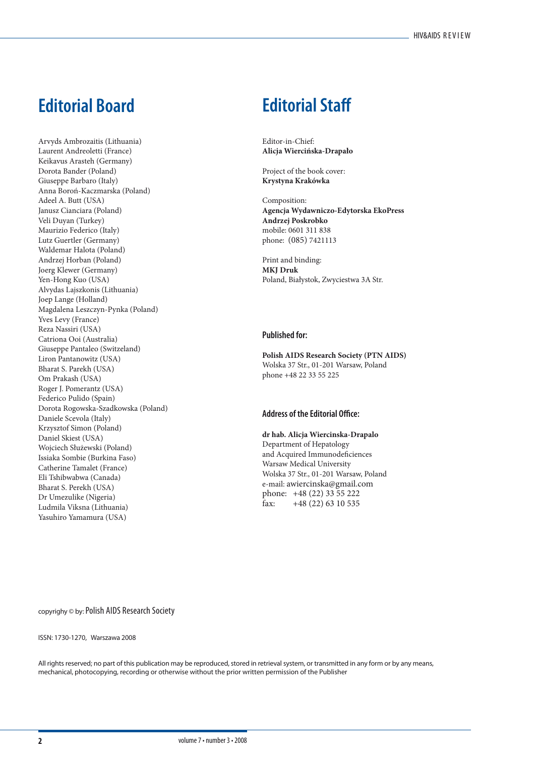# Editorial Board

Arvyds Ambrozaitis (Lithuania)
Laurent Andreoletti (France)
Keikavus Arasteh (Germany)
Dorota Bander (Poland)
Giuseppe Barbaro (Italy)
Anna Boroń-Kaczmarska (Poland)
Adeel A. Butt (USA)
Janusz Cianciara (Poland)
Veli Duyan (Turkey)
Maurizio Federico (Italy)
Lutz Guertler (Germany)
Waldemar Halota (Poland)
Andrzej Horban (Poland)
Joerg Klewer (Germany)
Yen-Hong Kuo (USA)
Alvydas Lajszkonis (Lithuania)
Joep Lange (Holland)
Magdalena Leszczyn-Pynka (Poland)
Yves Levy (France)
Reza Nassiri (USA)
Catriona Ooi (Australia)
Giuseppe Pantaleo (Switzeland)
Liron Pantanowitz (USA)
Bharat S. Parekh (USA)
Om Prakash (USA)
Roger J. Pomerantz (USA)
Federico Pulido (Spain)
Dorota Rogowska-Szadkowska (Poland)
Daniele Scevola (Italy)
Krzysztof Simon (Poland)
Daniel Skiest (USA)
Wojciech Służewski (Poland)
Issiaka Sombie (Burkina Faso)
Catherine Tamalet (France)
Eli Tshibwabwa (Canada)
Bharat S. Perekh (USA)
Dr Umezulike (Nigeria)
Ludmila Viksna (Lithuania)
Yasuhiro Yamamura (USA)

# Editorial Staff

Editor-in-Chief:
**Alicja Wiercińska-Drapało**

Project of the book cover:
**Krystyna Krakówka**

Composition:
**Agencja Wydawniczo-Edytorska EkoPress**
**Andrzej Poskrobko**
mobile: 0601 311 838
phone: (085) 7421113

Print and binding:
**MKJ Druk**
Poland, Białystok, Zwyciestwa 3A Str.

### Published for:

**Polish AIDS Research Society (PTN AIDS)**
Wolska 37 Str., 01-201 Warsaw, Poland
phone +48 22 33 55 225

### Address of the Editorial Office:

**dr hab. Alicja Wiercinska-Drapalo**
Department of Hepatology
and Acquired Immunodeficiences
Warsaw Medical University
Wolska 37 Str., 01-201 Warsaw, Poland
e-mail: awiercinska@gmail.com
phone: +48 (22) 33 55 222
fax: +48 (22) 63 10 535

copyrighy © by: Polish AIDS Research Society

ISSN: 1730-1270, Warszawa 2008

All rights reserved; no part of this publication may be reproduced, stored in retrieval system, or transmitted in any form or by any means, mechanical, photocopying, recording or otherwise without the prior written permission of the Publisher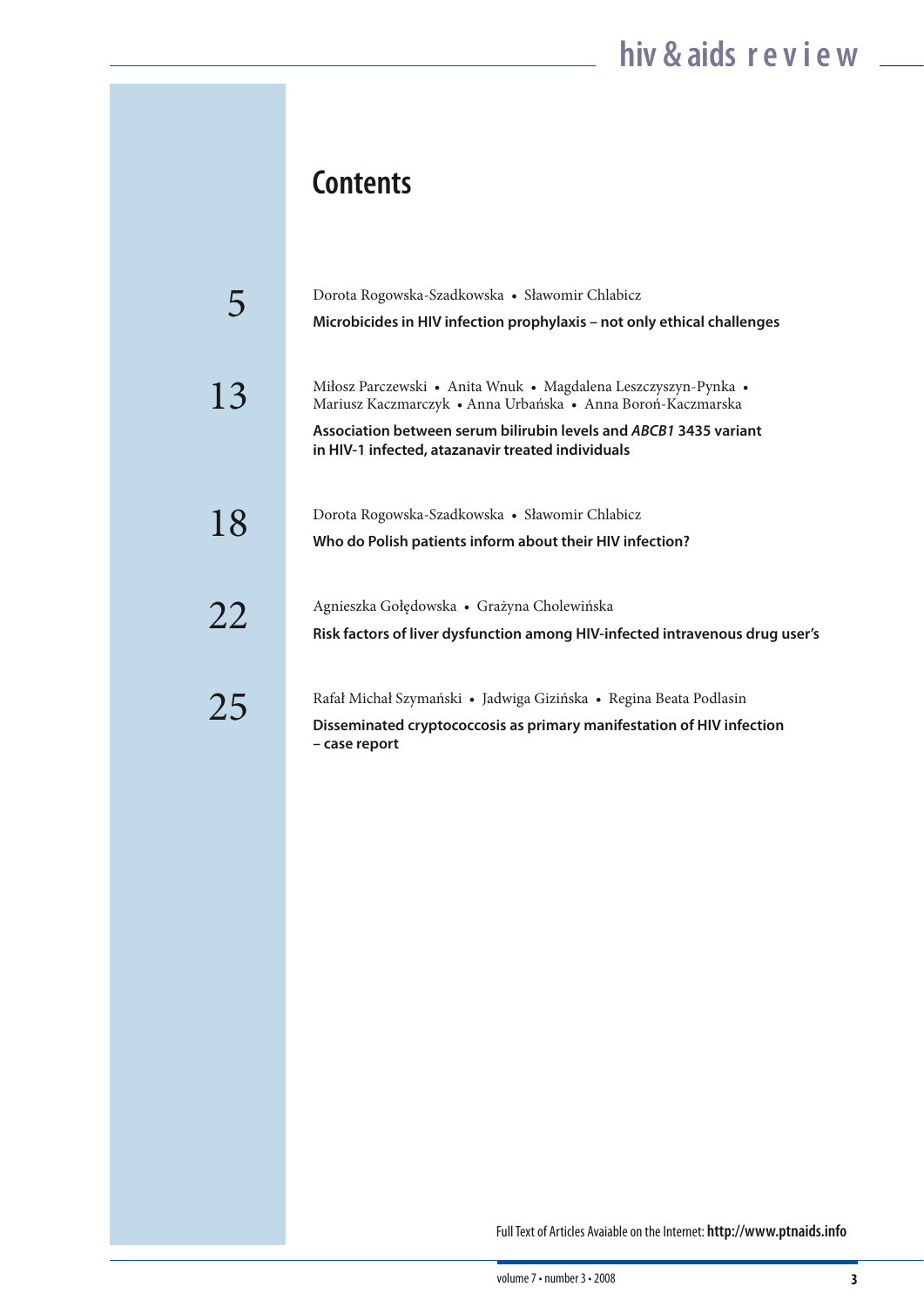# Contents

5 Dorota Rogowska-Szadkowska • Sławomir Chlabicz

**Microbicides in HIV infection prophylaxis – not only ethical challenges**

13 Miłosz Parczewski • Anita Wnuk • Magdalena Leszczyszyn-Pynka • Mariusz Kaczmarczyk • Anna Urbańska • Anna Boroń-Kaczmarska

**Association between serum bilirubin levels and *ABCB1* 3435 variant in HIV-1 infected, atazanavir treated individuals**

18 Dorota Rogowska-Szadkowska • Sławomir Chlabicz

**Who do Polish patients inform about their HIV infection?**

22 Agnieszka Gołędowska • Grażyna Cholewińska

**Risk factors of liver dysfunction among HIV-infected intravenous drug user's**

25 Rafał Michał Szymański • Jadwiga Gizińska • Regina Beata Podlasin

**Disseminated cryptococcosis as primary manifestation of HIV infection – case report**

Full Text of Articles Avaiable on the Internet: **http://www.ptnaids.info**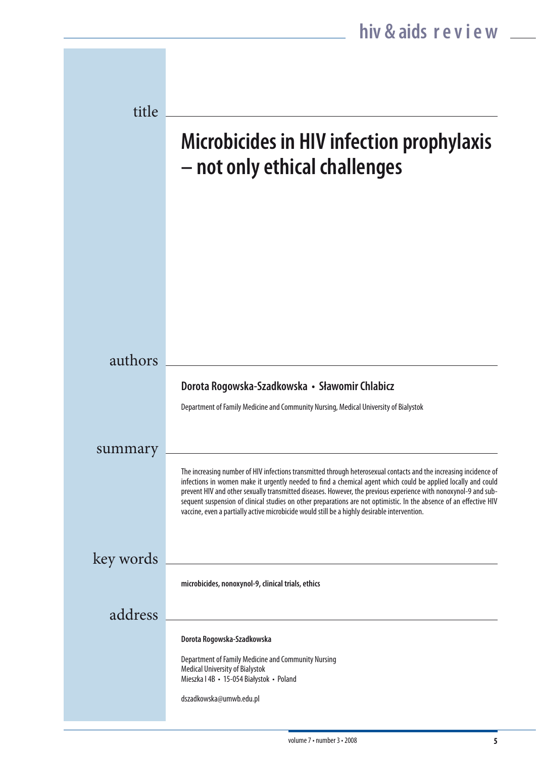title

# Microbicides in HIV infection prophylaxis – not only ethical challenges

authors

**Dorota Rogowska-Szadkowska • Sławomir Chlabicz**

Department of Family Medicine and Community Nursing, Medical University of Bialystok

summary

The increasing number of HIV infections transmitted through heterosexual contacts and the increasing incidence of infections in women make it urgently needed to find a chemical agent which could be applied locally and could prevent HIV and other sexually transmitted diseases. However, the previous experience with nonoxynol-9 and subsequent suspension of clinical studies on other preparations are not optimistic. In the absence of an effective HIV vaccine, even a partially active microbicide would still be a highly desirable intervention.

key words

**microbicides, nonoxynol-9, clinical trials, ethics**

address

**Dorota Rogowska-Szadkowska**

Department of Family Medicine and Community Nursing
Medical University of Bialystok
Mieszka I 4B • 15-054 Białystok • Poland

dszadkowska@umwb.edu.pl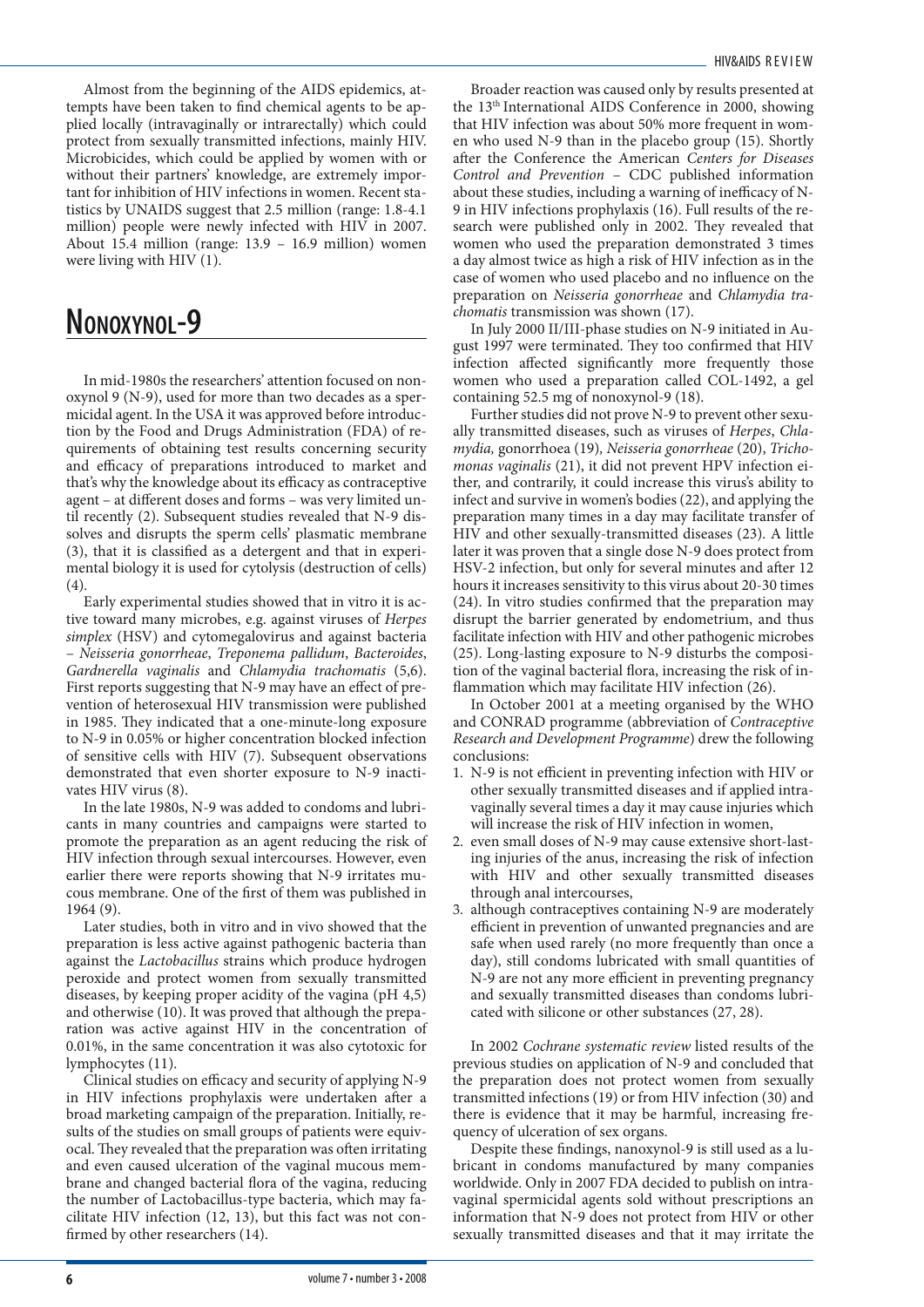Almost from the beginning of the AIDS epidemics, attempts have been taken to find chemical agents to be applied locally (intravaginally or intrarectally) which could protect from sexually transmitted infections, mainly HIV. Microbicides, which could be applied by women with or without their partners' knowledge, are extremely important for inhibition of HIV infections in women. Recent statistics by UNAIDS suggest that 2.5 million (range: 1.8-4.1 million) people were newly infected with HIV in 2007. About 15.4 million (range: 13.9 – 16.9 million) women were living with HIV (1).

## Nonoxynol-9

In mid-1980s the researchers' attention focused on nonoxynol 9 (N-9), used for more than two decades as a spermicidal agent. In the USA it was approved before introduction by the Food and Drugs Administration (FDA) of requirements of obtaining test results concerning security and efficacy of preparations introduced to market and that's why the knowledge about its efficacy as contraceptive agent – at different doses and forms – was very limited until recently (2). Subsequent studies revealed that N-9 dissolves and disrupts the sperm cells' plasmatic membrane (3), that it is classified as a detergent and that in experimental biology it is used for cytolysis (destruction of cells) (4).

Early experimental studies showed that in vitro it is active toward many microbes, e.g. against viruses of *Herpes simplex* (HSV) and cytomegalovirus and against bacteria – *Neisseria gonorrheae*, *Treponema pallidum*, *Bacteroides*, *Gardnerella vaginalis* and *Chlamydia trachomatis* (5,6). First reports suggesting that N-9 may have an effect of prevention of heterosexual HIV transmission were published in 1985. They indicated that a one-minute-long exposure to N-9 in 0.05% or higher concentration blocked infection of sensitive cells with HIV (7). Subsequent observations demonstrated that even shorter exposure to N-9 inactivates HIV virus (8).

In the late 1980s, N-9 was added to condoms and lubricants in many countries and campaigns were started to promote the preparation as an agent reducing the risk of HIV infection through sexual intercourses. However, even earlier there were reports showing that N-9 irritates mucous membrane. One of the first of them was published in 1964 (9).

Later studies, both in vitro and in vivo showed that the preparation is less active against pathogenic bacteria than against the *Lactobacillus* strains which produce hydrogen peroxide and protect women from sexually transmitted diseases, by keeping proper acidity of the vagina (pH 4,5) and otherwise (10). It was proved that although the preparation was active against HIV in the concentration of 0.01%, in the same concentration it was also cytotoxic for lymphocytes (11).

Clinical studies on efficacy and security of applying N-9 in HIV infections prophylaxis were undertaken after a broad marketing campaign of the preparation. Initially, results of the studies on small groups of patients were equivocal. They revealed that the preparation was often irritating and even caused ulceration of the vaginal mucous membrane and changed bacterial flora of the vagina, reducing the number of Lactobacillus-type bacteria, which may facilitate HIV infection (12, 13), but this fact was not confirmed by other researchers (14).

Broader reaction was caused only by results presented at the 13th International AIDS Conference in 2000, showing that HIV infection was about 50% more frequent in women who used N-9 than in the placebo group (15). Shortly after the Conference the American *Centers for Diseases Control and Prevention* – CDC published information about these studies, including a warning of inefficacy of N-9 in HIV infections prophylaxis (16). Full results of the research were published only in 2002. They revealed that women who used the preparation demonstrated 3 times a day almost twice as high a risk of HIV infection as in the case of women who used placebo and no influence on the preparation on *Neisseria gonorrheae* and *Chlamydia trachomatis* transmission was shown (17).

In July 2000 II/III-phase studies on N-9 initiated in August 1997 were terminated. They too confirmed that HIV infection affected significantly more frequently those women who used a preparation called COL-1492, a gel containing 52.5 mg of nonoxynol-9 (18).

Further studies did not prove N-9 to prevent other sexually transmitted diseases, such as viruses of *Herpes*, *Chlamydia,* gonorrhoea (19)*, Neisseria gonorrheae* (20), *Trichomonas vaginalis* (21), it did not prevent HPV infection either, and contrarily, it could increase this virus's ability to infect and survive in women's bodies (22), and applying the preparation many times in a day may facilitate transfer of HIV and other sexually-transmitted diseases (23). A little later it was proven that a single dose N-9 does protect from HSV-2 infection, but only for several minutes and after 12 hours it increases sensitivity to this virus about 20-30 times (24). In vitro studies confirmed that the preparation may disrupt the barrier generated by endometrium, and thus facilitate infection with HIV and other pathogenic microbes (25). Long-lasting exposure to N-9 disturbs the composition of the vaginal bacterial flora, increasing the risk of inflammation which may facilitate HIV infection (26).

In October 2001 at a meeting organised by the WHO and CONRAD programme (abbreviation of *Contraceptive Research and Development Programme*) drew the following conclusions:

1. N-9 is not efficient in preventing infection with HIV or other sexually transmitted diseases and if applied intravaginally several times a day it may cause injuries which will increase the risk of HIV infection in women,
2. even small doses of N-9 may cause extensive short-lasting injuries of the anus, increasing the risk of infection with HIV and other sexually transmitted diseases through anal intercourses,
3. although contraceptives containing N-9 are moderately efficient in prevention of unwanted pregnancies and are safe when used rarely (no more frequently than once a day), still condoms lubricated with small quantities of N-9 are not any more efficient in preventing pregnancy and sexually transmitted diseases than condoms lubricated with silicone or other substances (27, 28).

In 2002 *Cochrane systematic review* listed results of the previous studies on application of N-9 and concluded that the preparation does not protect women from sexually transmitted infections (19) or from HIV infection (30) and there is evidence that it may be harmful, increasing frequency of ulceration of sex organs.

Despite these findings, nanoxynol-9 is still used as a lubricant in condoms manufactured by many companies worldwide. Only in 2007 FDA decided to publish on intravaginal spermicidal agents sold without prescriptions an information that N-9 does not protect from HIV or other sexually transmitted diseases and that it may irritate the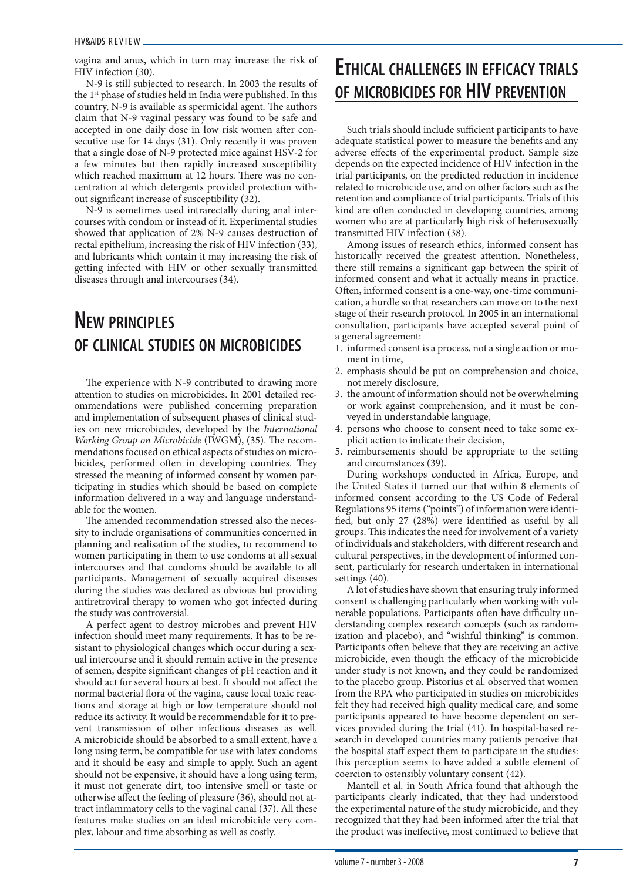vagina and anus, which in turn may increase the risk of HIV infection (30).

N-9 is still subjected to research. In 2003 the results of the 1st phase of studies held in India were published. In this country, N-9 is available as spermicidal agent. The authors claim that N-9 vaginal pessary was found to be safe and accepted in one daily dose in low risk women after consecutive use for 14 days (31). Only recently it was proven that a single dose of N-9 protected mice against HSV-2 for a few minutes but then rapidly increased susceptibility which reached maximum at 12 hours. There was no concentration at which detergents provided protection without significant increase of susceptibility (32).

N-9 is sometimes used intrarectally during anal intercourses with condom or instead of it. Experimental studies showed that application of 2% N-9 causes destruction of rectal epithelium, increasing the risk of HIV infection (33), and lubricants which contain it may increasing the risk of getting infected with HIV or other sexually transmitted diseases through anal intercourses (34).

## New principles of clinical studies on microbicides

The experience with N-9 contributed to drawing more attention to studies on microbicides. In 2001 detailed recommendations were published concerning preparation and implementation of subsequent phases of clinical studies on new microbicides, developed by the *International Working Group on Microbicide* (IWGM), (35). The recommendations focused on ethical aspects of studies on microbicides, performed often in developing countries. They stressed the meaning of informed consent by women participating in studies which should be based on complete information delivered in a way and language understandable for the women.

The amended recommendation stressed also the necessity to include organisations of communities concerned in planning and realisation of the studies, to recommend to women participating in them to use condoms at all sexual intercourses and that condoms should be available to all participants. Management of sexually acquired diseases during the studies was declared as obvious but providing antiretroviral therapy to women who got infected during the study was controversial.

A perfect agent to destroy microbes and prevent HIV infection should meet many requirements. It has to be resistant to physiological changes which occur during a sexual intercourse and it should remain active in the presence of semen, despite significant changes of pH reaction and it should act for several hours at best. It should not affect the normal bacterial flora of the vagina, cause local toxic reactions and storage at high or low temperature should not reduce its activity. It would be recommendable for it to prevent transmission of other infectious diseases as well. A microbicide should be absorbed to a small extent, have a long using term, be compatible for use with latex condoms and it should be easy and simple to apply. Such an agent should not be expensive, it should have a long using term, it must not generate dirt, too intensive smell or taste or otherwise affect the feeling of pleasure (36), should not attract inflammatory cells to the vaginal canal (37). All these features make studies on an ideal microbicide very complex, labour and time absorbing as well as costly.

## Ethical challenges in efficacy trials of microbicides for HIV prevention

Such trials should include sufficient participants to have adequate statistical power to measure the benefits and any adverse effects of the experimental product. Sample size depends on the expected incidence of HIV infection in the trial participants, on the predicted reduction in incidence related to microbicide use, and on other factors such as the retention and compliance of trial participants. Trials of this kind are often conducted in developing countries, among women who are at particularly high risk of heterosexually transmitted HIV infection (38).

Among issues of research ethics, informed consent has historically received the greatest attention. Nonetheless, there still remains a significant gap between the spirit of informed consent and what it actually means in practice. Often, informed consent is a one-way, one-time communication, a hurdle so that researchers can move on to the next stage of their research protocol. In 2005 in an international consultation, participants have accepted several point of a general agreement:

1. informed consent is a process, not a single action or moment in time,
2. emphasis should be put on comprehension and choice, not merely disclosure,
3. the amount of information should not be overwhelming or work against comprehension, and it must be conveyed in understandable language,
4. persons who choose to consent need to take some explicit action to indicate their decision,
5. reimbursements should be appropriate to the setting and circumstances (39).

During workshops conducted in Africa, Europe, and the United States it turned our that within 8 elements of informed consent according to the US Code of Federal Regulations 95 items ("points") of information were identified, but only 27 (28%) were identified as useful by all groups. This indicates the need for involvement of a variety of individuals and stakeholders, with different research and cultural perspectives, in the development of informed consent, particularly for research undertaken in international settings (40).

A lot of studies have shown that ensuring truly informed consent is challenging particularly when working with vulnerable populations. Participants often have difficulty understanding complex research concepts (such as randomization and placebo), and "wishful thinking" is common. Participants often believe that they are receiving an active microbicide, even though the efficacy of the microbicide under study is not known, and they could be randomized to the placebo group. Pistorius et al. observed that women from the RPA who participated in studies on microbicides felt they had received high quality medical care, and some participants appeared to have become dependent on services provided during the trial (41). In hospital-based research in developed countries many patients perceive that the hospital staff expect them to participate in the studies: this perception seems to have added a subtle element of coercion to ostensibly voluntary consent (42).

Mantell et al. in South Africa found that although the participants clearly indicated, that they had understood the experimental nature of the study microbicide, and they recognized that they had been informed after the trial that the product was ineffective, most continued to believe that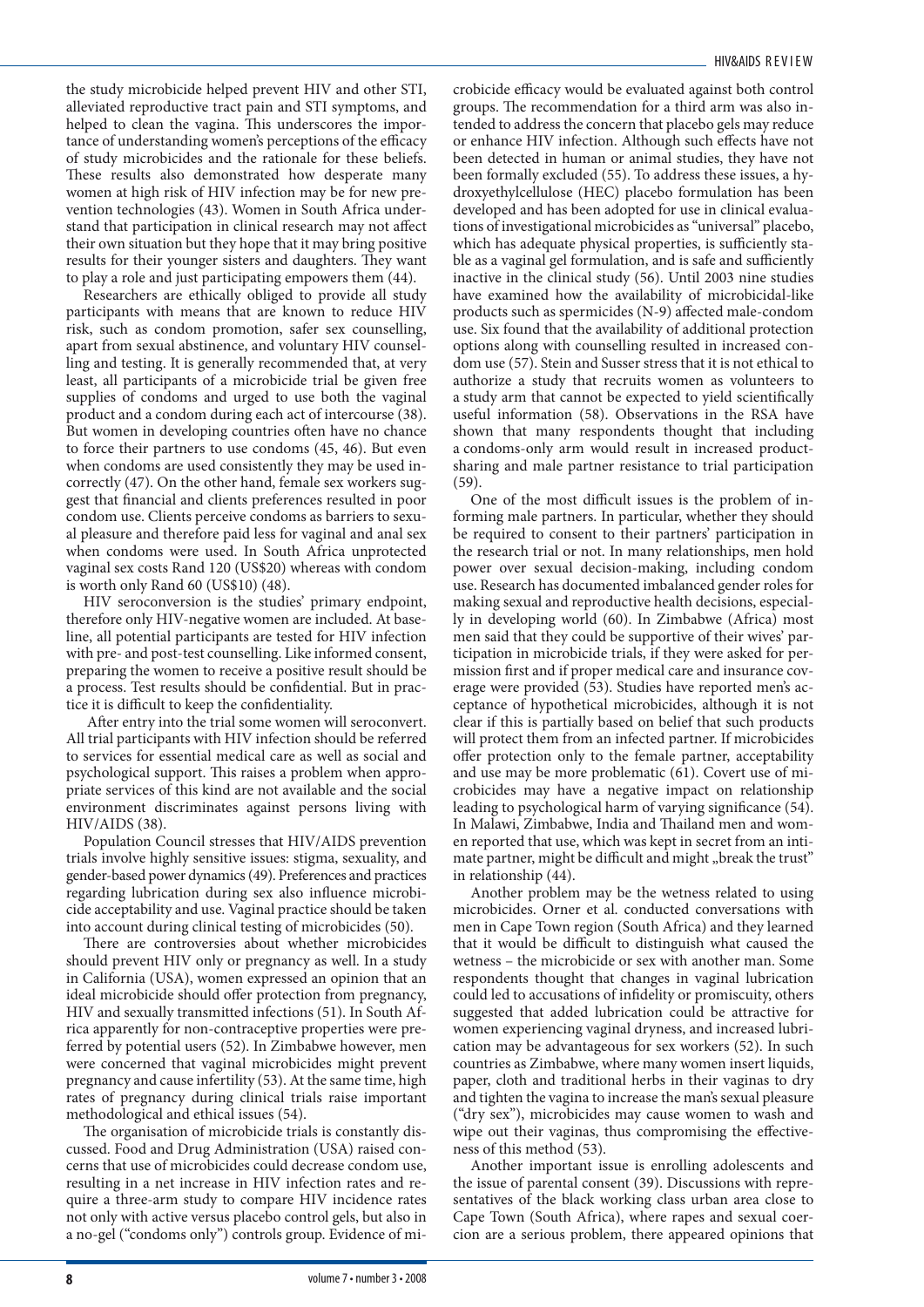the study microbicide helped prevent HIV and other STI, alleviated reproductive tract pain and STI symptoms, and helped to clean the vagina. This underscores the importance of understanding women's perceptions of the efficacy of study microbicides and the rationale for these beliefs. These results also demonstrated how desperate many women at high risk of HIV infection may be for new prevention technologies (43). Women in South Africa understand that participation in clinical research may not affect their own situation but they hope that it may bring positive results for their younger sisters and daughters. They want to play a role and just participating empowers them (44).

Researchers are ethically obliged to provide all study participants with means that are known to reduce HIV risk, such as condom promotion, safer sex counselling, apart from sexual abstinence, and voluntary HIV counselling and testing. It is generally recommended that, at very least, all participants of a microbicide trial be given free supplies of condoms and urged to use both the vaginal product and a condom during each act of intercourse (38). But women in developing countries often have no chance to force their partners to use condoms (45, 46). But even when condoms are used consistently they may be used incorrectly (47). On the other hand, female sex workers suggest that financial and clients preferences resulted in poor condom use. Clients perceive condoms as barriers to sexual pleasure and therefore paid less for vaginal and anal sex when condoms were used. In South Africa unprotected vaginal sex costs Rand 120 (US$20) whereas with condom is worth only Rand 60 (US$10) (48).

HIV seroconversion is the studies' primary endpoint, therefore only HIV-negative women are included. At baseline, all potential participants are tested for HIV infection with pre- and post-test counselling. Like informed consent, preparing the women to receive a positive result should be a process. Test results should be confidential. But in practice it is difficult to keep the confidentiality.

After entry into the trial some women will seroconvert. All trial participants with HIV infection should be referred to services for essential medical care as well as social and psychological support. This raises a problem when appropriate services of this kind are not available and the social environment discriminates against persons living with HIV/AIDS (38).

Population Council stresses that HIV/AIDS prevention trials involve highly sensitive issues: stigma, sexuality, and gender-based power dynamics (49). Preferences and practices regarding lubrication during sex also influence microbicide acceptability and use. Vaginal practice should be taken into account during clinical testing of microbicides (50).

There are controversies about whether microbicides should prevent HIV only or pregnancy as well. In a study in California (USA), women expressed an opinion that an ideal microbicide should offer protection from pregnancy, HIV and sexually transmitted infections (51). In South Africa apparently for non-contraceptive properties were preferred by potential users (52). In Zimbabwe however, men were concerned that vaginal microbicides might prevent pregnancy and cause infertility (53). At the same time, high rates of pregnancy during clinical trials raise important methodological and ethical issues (54).

The organisation of microbicide trials is constantly discussed. Food and Drug Administration (USA) raised concerns that use of microbicides could decrease condom use, resulting in a net increase in HIV infection rates and require a three-arm study to compare HIV incidence rates not only with active versus placebo control gels, but also in a no-gel ("condoms only") controls group. Evidence of microbicide efficacy would be evaluated against both control groups. The recommendation for a third arm was also intended to address the concern that placebo gels may reduce or enhance HIV infection. Although such effects have not been detected in human or animal studies, they have not been formally excluded (55). To address these issues, a hydroxyethylcellulose (HEC) placebo formulation has been developed and has been adopted for use in clinical evaluations of investigational microbicides as "universal" placebo, which has adequate physical properties, is sufficiently stable as a vaginal gel formulation, and is safe and sufficiently inactive in the clinical study (56). Until 2003 nine studies have examined how the availability of microbicidal-like products such as spermicides (N-9) affected male-condom use. Six found that the availability of additional protection options along with counselling resulted in increased condom use (57). Stein and Susser stress that it is not ethical to authorize a study that recruits women as volunteers to a study arm that cannot be expected to yield scientifically useful information (58). Observations in the RSA have shown that many respondents thought that including a condoms-only arm would result in increased product-sharing and male partner resistance to trial participation (59).

One of the most difficult issues is the problem of informing male partners. In particular, whether they should be required to consent to their partners' participation in the research trial or not. In many relationships, men hold power over sexual decision-making, including condom use. Research has documented imbalanced gender roles for making sexual and reproductive health decisions, especially in developing world (60). In Zimbabwe (Africa) most men said that they could be supportive of their wives' participation in microbicide trials, if they were asked for permission first and if proper medical care and insurance coverage were provided (53). Studies have reported men's acceptance of hypothetical microbicides, although it is not clear if this is partially based on belief that such products will protect them from an infected partner. If microbicides offer protection only to the female partner, acceptability and use may be more problematic (61). Covert use of microbicides may have a negative impact on relationship leading to psychological harm of varying significance (54). In Malawi, Zimbabwe, India and Thailand men and women reported that use, which was kept in secret from an intimate partner, might be difficult and might „break the trust" in relationship (44).

Another problem may be the wetness related to using microbicides. Orner et al. conducted conversations with men in Cape Town region (South Africa) and they learned that it would be difficult to distinguish what caused the wetness – the microbicide or sex with another man. Some respondents thought that changes in vaginal lubrication could led to accusations of infidelity or promiscuity, others suggested that added lubrication could be attractive for women experiencing vaginal dryness, and increased lubrication may be advantageous for sex workers (52). In such countries as Zimbabwe, where many women insert liquids, paper, cloth and traditional herbs in their vaginas to dry and tighten the vagina to increase the man's sexual pleasure ("dry sex"), microbicides may cause women to wash and wipe out their vaginas, thus compromising the effectiveness of this method (53).

Another important issue is enrolling adolescents and the issue of parental consent (39). Discussions with representatives of the black working class urban area close to Cape Town (South Africa), where rapes and sexual coercion are a serious problem, there appeared opinions that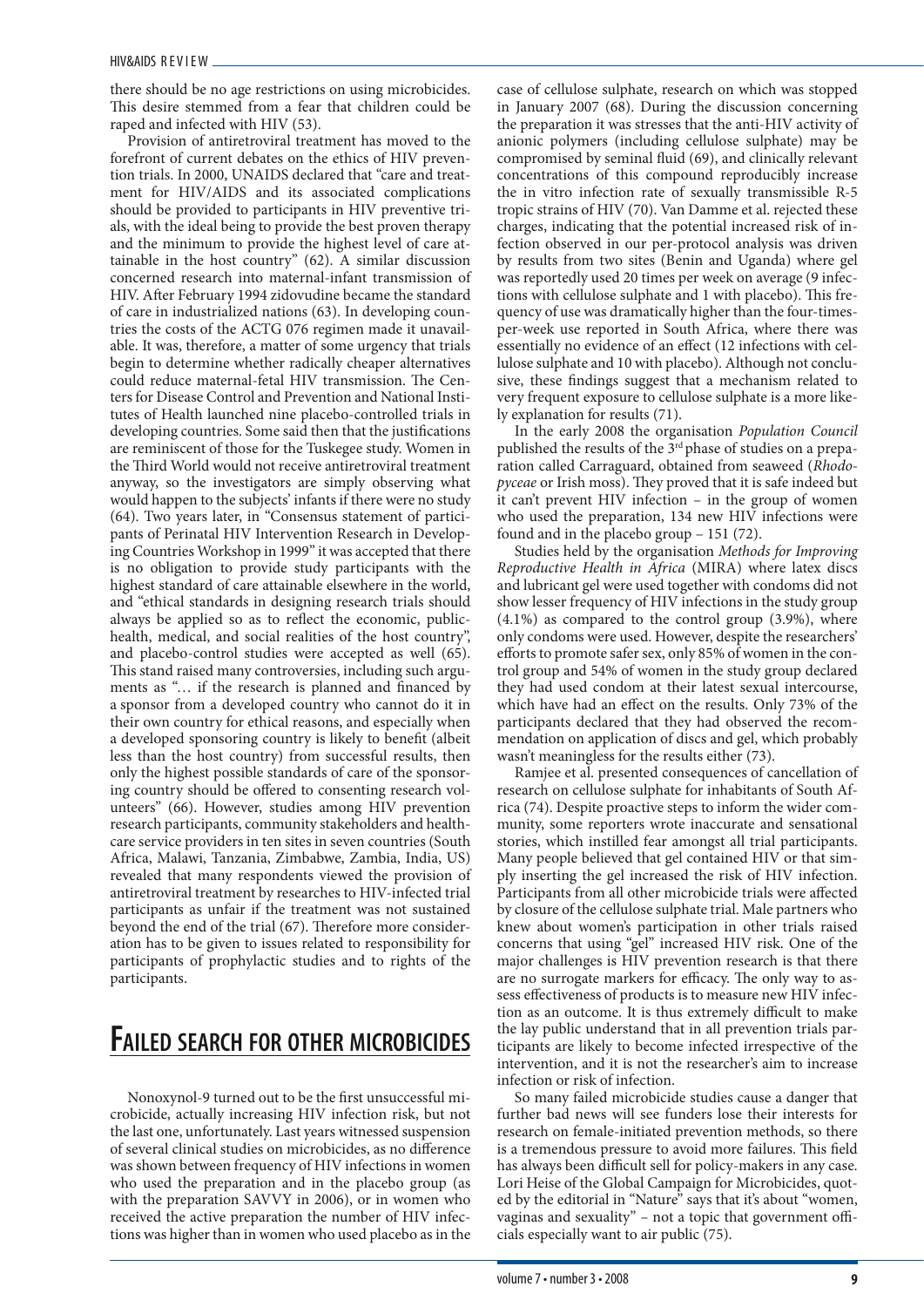there should be no age restrictions on using microbicides. This desire stemmed from a fear that children could be raped and infected with HIV (53).

Provision of antiretroviral treatment has moved to the forefront of current debates on the ethics of HIV prevention trials. In 2000, UNAIDS declared that "care and treatment for HIV/AIDS and its associated complications should be provided to participants in HIV preventive trials, with the ideal being to provide the best proven therapy and the minimum to provide the highest level of care attainable in the host country" (62). A similar discussion concerned research into maternal-infant transmission of HIV. After February 1994 zidovudine became the standard of care in industrialized nations (63). In developing countries the costs of the ACTG 076 regimen made it unavailable. It was, therefore, a matter of some urgency that trials begin to determine whether radically cheaper alternatives could reduce maternal-fetal HIV transmission. The Centers for Disease Control and Prevention and National Institutes of Health launched nine placebo-controlled trials in developing countries. Some said then that the justifications are reminiscent of those for the Tuskegee study. Women in the Third World would not receive antiretroviral treatment anyway, so the investigators are simply observing what would happen to the subjects' infants if there were no study (64). Two years later, in "Consensus statement of participants of Perinatal HIV Intervention Research in Developing Countries Workshop in 1999" it was accepted that there is no obligation to provide study participants with the highest standard of care attainable elsewhere in the world, and "ethical standards in designing research trials should always be applied so as to reflect the economic, public-health, medical, and social realities of the host country", and placebo-control studies were accepted as well (65). This stand raised many controversies, including such arguments as "… if the research is planned and financed by a sponsor from a developed country who cannot do it in their own country for ethical reasons, and especially when a developed sponsoring country is likely to benefit (albeit less than the host country) from successful results, then only the highest possible standards of care of the sponsoring country should be offered to consenting research volunteers" (66). However, studies among HIV prevention research participants, community stakeholders and healthcare service providers in ten sites in seven countries (South Africa, Malawi, Tanzania, Zimbabwe, Zambia, India, US) revealed that many respondents viewed the provision of antiretroviral treatment by researches to HIV-infected trial participants as unfair if the treatment was not sustained beyond the end of the trial (67). Therefore more consideration has to be given to issues related to responsibility for participants of prophylactic studies and to rights of the participants.

## Failed search for other microbicides

Nonoxynol-9 turned out to be the first unsuccessful microbicide, actually increasing HIV infection risk, but not the last one, unfortunately. Last years witnessed suspension of several clinical studies on microbicides, as no difference was shown between frequency of HIV infections in women who used the preparation and in the placebo group (as with the preparation SAVVY in 2006), or in women who received the active preparation the number of HIV infections was higher than in women who used placebo as in the case of cellulose sulphate, research on which was stopped in January 2007 (68). During the discussion concerning the preparation it was stresses that the anti-HIV activity of anionic polymers (including cellulose sulphate) may be compromised by seminal fluid (69), and clinically relevant concentrations of this compound reproducibly increase the in vitro infection rate of sexually transmissible R-5 tropic strains of HIV (70). Van Damme et al. rejected these charges, indicating that the potential increased risk of infection observed in our per-protocol analysis was driven by results from two sites (Benin and Uganda) where gel was reportedly used 20 times per week on average (9 infections with cellulose sulphate and 1 with placebo). This frequency of use was dramatically higher than the four-times-per-week use reported in South Africa, where there was essentially no evidence of an effect (12 infections with cellulose sulphate and 10 with placebo). Although not conclusive, these findings suggest that a mechanism related to very frequent exposure to cellulose sulphate is a more likely explanation for results (71).

In the early 2008 the organisation *Population Council* published the results of the 3rd phase of studies on a preparation called Carraguard, obtained from seaweed (*Rhodopyceae* or Irish moss). They proved that it is safe indeed but it can't prevent HIV infection – in the group of women who used the preparation, 134 new HIV infections were found and in the placebo group – 151 (72).

Studies held by the organisation *Methods for Improving Reproductive Health in Africa* (MIRA) where latex discs and lubricant gel were used together with condoms did not show lesser frequency of HIV infections in the study group (4.1%) as compared to the control group (3.9%), where only condoms were used. However, despite the researchers' efforts to promote safer sex, only 85% of women in the control group and 54% of women in the study group declared they had used condom at their latest sexual intercourse, which have had an effect on the results. Only 73% of the participants declared that they had observed the recommendation on application of discs and gel, which probably wasn't meaningless for the results either (73).

Ramjee et al. presented consequences of cancellation of research on cellulose sulphate for inhabitants of South Africa (74). Despite proactive steps to inform the wider community, some reporters wrote inaccurate and sensational stories, which instilled fear amongst all trial participants. Many people believed that gel contained HIV or that simply inserting the gel increased the risk of HIV infection. Participants from all other microbicide trials were affected by closure of the cellulose sulphate trial. Male partners who knew about women's participation in other trials raised concerns that using "gel" increased HIV risk. One of the major challenges is HIV prevention research is that there are no surrogate markers for efficacy. The only way to assess effectiveness of products is to measure new HIV infection as an outcome. It is thus extremely difficult to make the lay public understand that in all prevention trials participants are likely to become infected irrespective of the intervention, and it is not the researcher's aim to increase infection or risk of infection.

So many failed microbicide studies cause a danger that further bad news will see funders lose their interests for research on female-initiated prevention methods, so there is a tremendous pressure to avoid more failures. This field has always been difficult sell for policy-makers in any case. Lori Heise of the Global Campaign for Microbicides, quoted by the editorial in "Nature" says that it's about "women, vaginas and sexuality" – not a topic that government officials especially want to air public (75).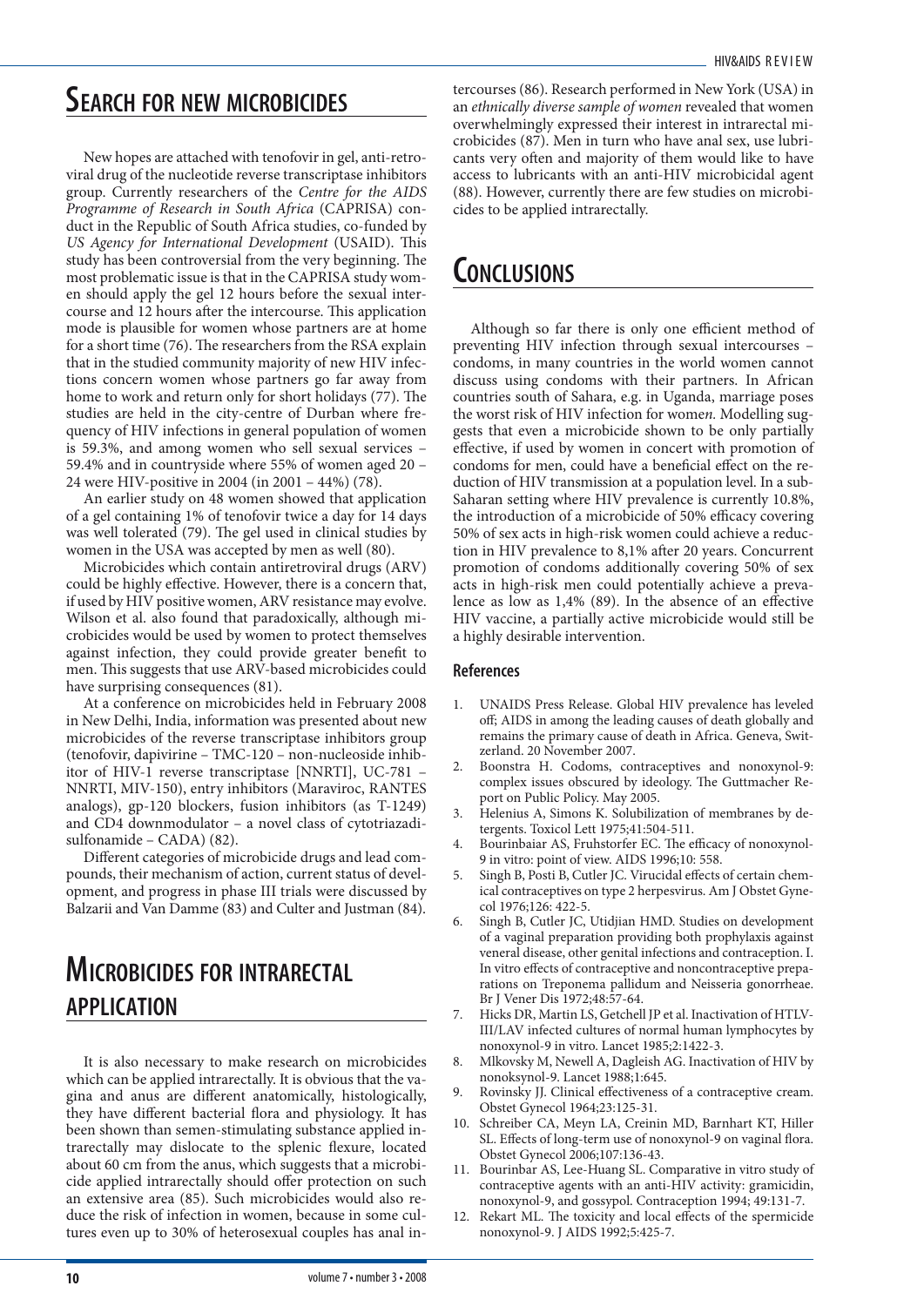## Search for new microbicides

New hopes are attached with tenofovir in gel, anti-retroviral drug of the nucleotide reverse transcriptase inhibitors group. Currently researchers of the *Centre for the AIDS Programme of Research in South Africa* (CAPRISA) conduct in the Republic of South Africa studies, co-funded by *US Agency for International Development* (USAID). This study has been controversial from the very beginning. The most problematic issue is that in the CAPRISA study women should apply the gel 12 hours before the sexual intercourse and 12 hours after the intercourse. This application mode is plausible for women whose partners are at home for a short time (76). The researchers from the RSA explain that in the studied community majority of new HIV infections concern women whose partners go far away from home to work and return only for short holidays (77). The studies are held in the city-centre of Durban where frequency of HIV infections in general population of women is 59.3%, and among women who sell sexual services – 59.4% and in countryside where 55% of women aged 20 – 24 were HIV-positive in 2004 (in 2001 – 44%) (78).

An earlier study on 48 women showed that application of a gel containing 1% of tenofovir twice a day for 14 days was well tolerated (79). The gel used in clinical studies by women in the USA was accepted by men as well (80).

Microbicides which contain antiretroviral drugs (ARV) could be highly effective. However, there is a concern that, if used by HIV positive women, ARV resistance may evolve. Wilson et al. also found that paradoxically, although microbicides would be used by women to protect themselves against infection, they could provide greater benefit to men. This suggests that use ARV-based microbicides could have surprising consequences (81).

At a conference on microbicides held in February 2008 in New Delhi, India, information was presented about new microbicides of the reverse transcriptase inhibitors group (tenofovir, dapivirine – TMC-120 – non-nucleoside inhibitor of HIV-1 reverse transcriptase [NNRTI], UC-781 – NNRTI, MIV-150), entry inhibitors (Maraviroc, RANTES analogs), gp-120 blockers, fusion inhibitors (as T-1249) and CD4 downmodulator – a novel class of cytotriazadisulfonamide – CADA) (82).

Different categories of microbicide drugs and lead compounds, their mechanism of action, current status of development, and progress in phase III trials were discussed by Balzarii and Van Damme (83) and Culter and Justman (84).

## Microbicides for intrarectal application

It is also necessary to make research on microbicides which can be applied intrarectally. It is obvious that the vagina and anus are different anatomically, histologically, they have different bacterial flora and physiology. It has been shown than semen-stimulating substance applied intrarectally may dislocate to the splenic flexure, located about 60 cm from the anus, which suggests that a microbicide applied intrarectally should offer protection on such an extensive area (85). Such microbicides would also reduce the risk of infection in women, because in some cultures even up to 30% of heterosexual couples has anal intercourses (86). Research performed in New York (USA) in an *ethnically diverse sample of women* revealed that women overwhelmingly expressed their interest in intrarectal microbicides (87). Men in turn who have anal sex, use lubricants very often and majority of them would like to have access to lubricants with an anti-HIV microbicidal agent (88). However, currently there are few studies on microbicides to be applied intrarectally.

## Conclusions

Although so far there is only one efficient method of preventing HIV infection through sexual intercourses – condoms, in many countries in the world women cannot discuss using condoms with their partners. In African countries south of Sahara, e.g. in Uganda, marriage poses the worst risk of HIV infection for wome*n.* Modelling suggests that even a microbicide shown to be only partially effective, if used by women in concert with promotion of condoms for men, could have a beneficial effect on the reduction of HIV transmission at a population level. In a sub-Saharan setting where HIV prevalence is currently 10.8%, the introduction of a microbicide of 50% efficacy covering 50% of sex acts in high-risk women could achieve a reduction in HIV prevalence to 8,1% after 20 years. Concurrent promotion of condoms additionally covering 50% of sex acts in high-risk men could potentially achieve a prevalence as low as 1,4% (89). In the absence of an effective HIV vaccine, a partially active microbicide would still be a highly desirable intervention.

### References

1. UNAIDS Press Release. Global HIV prevalence has leveled off; AIDS in among the leading causes of death globally and remains the primary cause of death in Africa. Geneva, Switzerland. 20 November 2007.
2. Boonstra H. Codoms, contraceptives and nonoxynol-9: complex issues obscured by ideology. The Guttmacher Report on Public Policy. May 2005.
3. Helenius A, Simons K. Solubilization of membranes by detergents. Toxicol Lett 1975;41:504-511.
4. Bourinbaiar AS, Fruhstorfer EC. The efficacy of nonoxynol-9 in vitro: point of view. AIDS 1996;10: 558.
5. Singh B, Posti B, Cutler JC. Virucidal effects of certain chemical contraceptives on type 2 herpesvirus. Am J Obstet Gynecol 1976;126: 422-5.
6. Singh B, Cutler JC, Utidjian HMD. Studies on development of a vaginal preparation providing both prophylaxis against veneral disease, other genital infections and contraception. I. In vitro effects of contraceptive and noncontraceptive preparations on Treponema pallidum and Neisseria gonorrheae. Br J Vener Dis 1972;48:57-64.
7. Hicks DR, Martin LS, Getchell JP et al. Inactivation of HTLV-III/LAV infected cultures of normal human lymphocytes by nonoxynol-9 in vitro. Lancet 1985;2:1422-3.
8. Mlkovsky M, Newell A, Dagleish AG. Inactivation of HIV by nonoksynol-9. Lancet 1988;1:645.
9. Rovinsky JJ. Clinical effectiveness of a contraceptive cream. Obstet Gynecol 1964;23:125-31.
10. Schreiber CA, Meyn LA, Creinin MD, Barnhart KT, Hiller SL. Effects of long-term use of nonoxynol-9 on vaginal flora. Obstet Gynecol 2006;107:136-43.
11. Bourinbar AS, Lee-Huang SL. Comparative in vitro study of contraceptive agents with an anti-HIV activity: gramicidin, nonoxynol-9, and gossypol. Contraception 1994; 49:131-7.
12. Rekart ML. The toxicity and local effects of the spermicide nonoxynol-9. J AIDS 1992;5:425-7.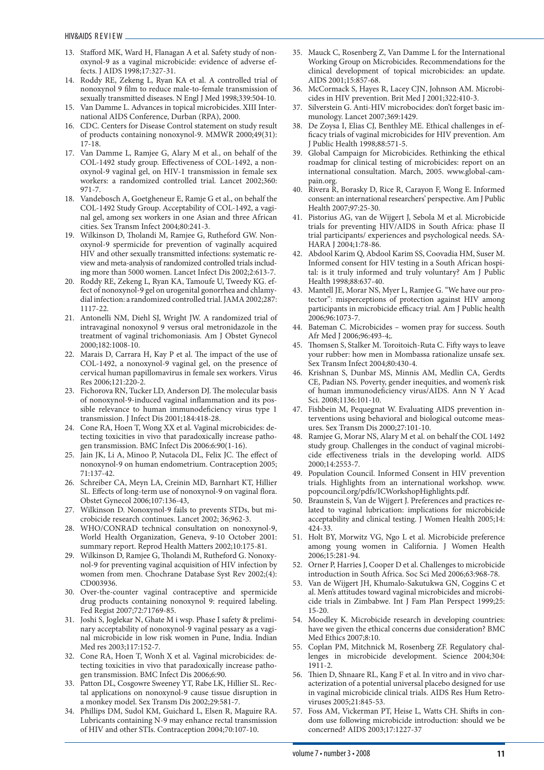13. Stafford MK, Ward H, Flanagan A et al. Safety study of nonoxynol-9 as a vaginal microbicide: evidence of adverse effects. J AIDS 1998;17:327-31.
14. Roddy RE, Zekeng L, Ryan KA et al. A controlled trial of nonoxynol 9 film to reduce male-to-female transmission of sexually transmitted diseases. N Engl J Med 1998;339:504-10.
15. Van Damme L. Advances in topical microbicides. XIII International AIDS Conference, Durban (RPA), 2000.
16. CDC. Centers for Disease Control statement on study result of products containing nonoxynol-9. MMWR 2000;49(31): 17-18.
17. Van Damme L, Ramjee G, Alary M et al., on behalf of the COL-1492 study group. Effectiveness of COL-1492, a nonoxynol-9 vaginal gel, on HIV-1 transmission in female sex workers: a randomized controlled trial. Lancet 2002;360: 971-7.
18. Vandebosch A, Goetgheneur E, Ramje G et al., on behalf the COL-1492 Study Group. Acceptability of COL-1492, a vaginal gel, among sex workers in one Asian and three African cities. Sex Transm Infect 2004;80:241-3.
19. Wilkinson D, Tholandi M, Ramjee G, Rutheford GW. Nonoxynol-9 spermicide for prevention of vaginally acquired HIV and other sexually transmitted infections: systematic review and meta-analysis of randomized controlled trials including more than 5000 women. Lancet Infect Dis 2002;2:613-7.
20. Roddy RE, Zekeng L, Ryan KA, Tamoufe U, Tweedy KG. effect of nonoxynol-9 gel on urogenital gonorrhea and chlamydial infection: a randomized controlled trial. JAMA 2002;287: 1117-22.
21. Antonelli NM, Diehl SJ, Wright JW. A randomized trial of intravaginal nonoxynol 9 versus oral metronidazole in the treatment of vaginal trichomoniasis. Am J Obstet Gynecol 2000;182:1008-10.
22. Marais D, Carrara H, Kay P et al. The impact of the use of COL-1492, a nonoxynol-9 vaginal gel, on the presence of cervical human papillomavirus in female sex workers. Virus Res 2006;121:220-2.
23. Fichorova RN, Tucker LD, Anderson DJ. The molecular basis of nonoxynol-9-induced vaginal inflammation and its possible relevance to human immunodeficiency virus type 1 transmission. J Infect Dis 2001;184:418-28.
24. Cone RA, Hoen T, Wong XX et al. Vaginal microbicides: detecting toxicities in vivo that paradoxically increase pathogen transmission. BMC Infect Dis 2006:6:90(1-16).
25. Jain JK, Li A, Minoo P, Nutacola DL, Felix JC. The effect of nonoxynol-9 on human endometrium. Contraception 2005; 71:137-42.
26. Schreiber CA, Meyn LA, Creinin MD, Barnhart KT, Hillier SL. Effects of long-term use of nonoxynol-9 on vaginal flora. Obstet Gynecol 2006;107:136-43,
27. Wilkinson D. Nonoxynol-9 fails to prevents STDs, but microbicide research continues. Lancet 2002; 36;962-3.
28. WHO/CONRAD technical consultation on nonoxynol-9, World Health Organization, Geneva, 9-10 October 2001: summary report. Reprod Health Matters 2002;10:175-81.
29. Wilkinson D, Ramjee G, Tholandi M, Rutheford G. Nonoxynol-9 for preventing vaginal acquisition of HIV infection by women from men. Chochrane Database Syst Rev 2002;(4): CD003936.
30. Over-the-counter vaginal contraceptive and spermicide drug products containing nonoxynol 9: required labeling. Fed Regist 2007;72:71769-85.
31. Joshi S, Joglekar N, Ghate M i wsp. Phase I safety & preliminary acceptability of nonoxynol-9 vaginal pessary as a vaginal microbicide in low risk women in Pune, India. Indian Med res 2003;117:152-7.
32. Cone RA, Hoen T, Wonh X et al. Vaginal microbicides: detecting toxicities in vivo that paradoxically increase pathogen transmission. BMC Infect Dis 2006;6:90.
33. Patton DL, Cosgowre Sweeney YT, Rabe LK, Hillier SL. Rectal applications on nonoxynol-9 cause tissue disruption in a monkey model. Sex Transm Dis 2002;29:581-7.
34. Phillips DM, Sudol KM, Guichard L, Elsen R, Maguire RA. Lubricants containing N-9 may enhance rectal transmission of HIV and other STIs. Contraception 2004;70:107-10.
35. Mauck C, Rosenberg Z, Van Damme L for the International Working Group on Microbicides. Recommendations for the clinical development of topical microbicides: an update. AIDS 2001;15:857-68.
36. McCormack S, Hayes R, Lacey CJN, Johnson AM. Microbicides in HIV prevention. Brit Med J 2001;322:410-3.
37. Silverstein G. Anti-HIV microbocides: don't forget basic immunology. Lancet 2007;369:1429.
38. De Zoysa I, Elias CJ, Benthley ME. Ethical challenges in efficacy trials of vaginal microbicides for HIV prevention. Am J Public Health 1998;88:571-5.
39. Global Campaign for Microbicides. Rethinking the ethical roadmap for clinical testing of microbicides: report on an international consultation. March, 2005. www.global-campain.org.
40. Rivera R, Borasky D, Rice R, Carayon F, Wong E. Informed consent: an international researchers' perspective. Am J Public Health 2007;97:25-30.
41. Pistorius AG, van de Wijgert J, Sebola M et al. Microbicide trials for preventing HIV/AIDS in South Africa: phase II trial participants/ experiences and psychological needs. SAHARA J 2004;1:78-86.
42. Abdool Karim Q, Abdool Karim SS, Coovadia HM, Suser M. Informed consent for HIV testing in a South African hospital: is it truly informed and truly voluntary? Am J Public Health 1998;88:637-40.
43. Mantell JE, Morar NS, Myer L, Ramjee G. "We have our protector": misperceptions of protection against HIV among participants in microbicide efficacy trial. Am J Public health 2006;96:1073-7.
44. Bateman C. Microbicides – women pray for success. South Afr Med J 2006;96:493-4;.
45. Thomsen S, Stalker M. Toroitoich-Ruta C. Fifty ways to leave your rubber: how men in Mombassa rationalize unsafe sex. Sex Transm Infect 2004;80:430-4.
46. Krishnan S, Dunbar MS, Minnis AM, Medlin CA, Gerdts CE, Padian NS. Poverty, gender inequities, and women's risk of human immunodeficiency virus/AIDS. Ann N Y Acad Sci. 2008;1136:101-10.
47. Fishbein M, Pequegnat W. Evaluating AIDS prevention interventions using behavioral and biological outcome measures. Sex Transm Dis 2000;27:101-10.
48. Ramjee G, Morar NS, Alary M et al. on behalf the COL 1492 study group. Challenges in the conduct of vaginal microbicide effectiveness trials in the developing world. AIDS 2000;14:2553-7.
49. Population Council. Informed Consent in HIV prevention trials. Highlights from an international workshop. www.popcouncil.org/pdfs/ICWorkshopHighlights.pdf.
50. Braunstein S, Van de Wijgert J. Preferences and practices related to vaginal lubrication: implications for microbicide acceptability and clinical testing. J Women Health 2005;14: 424-33.
51. Holt BY, Morwitz VG, Ngo L et al. Microbicide preference among young women in California. J Women Health 2006;15:281-94.
52. Orner P, Harries J, Cooper D et al. Challenges to microbicide introduction in South Africa. Soc Sci Med 2006;63:968-78.
53. Van de Wijgert JH, Khumalo-Sakutukwa GN, Coggins C et al. Men's attitudes toward vaginal microbicides and microbicide trials in Zimbabwe. Int J Fam Plan Perspect 1999;25: 15-20.
54. Moodley K. Microbicide research in developing countries: have we given the ethical concerns due consideration? BMC Med Ethics 2007;8:10.
55. Coplan PM, Mitchnick M, Rosenberg ZF. Regulatory challenges in microbicide development. Science 2004;304: 1911-2.
56. Thien D, Shnaare RL, Kang F et al. In vitro and in vivo characterization of a potential universal placebo designed for use in vaginal microbicide clinical trials. AIDS Res Hum Retroviruses 2005;21:845-53.
57. Foss AM, Vickerman PT, Heise L, Watts CH. Shifts in condom use following microbicide introduction: should we be concerned? AIDS 2003;17:1227-37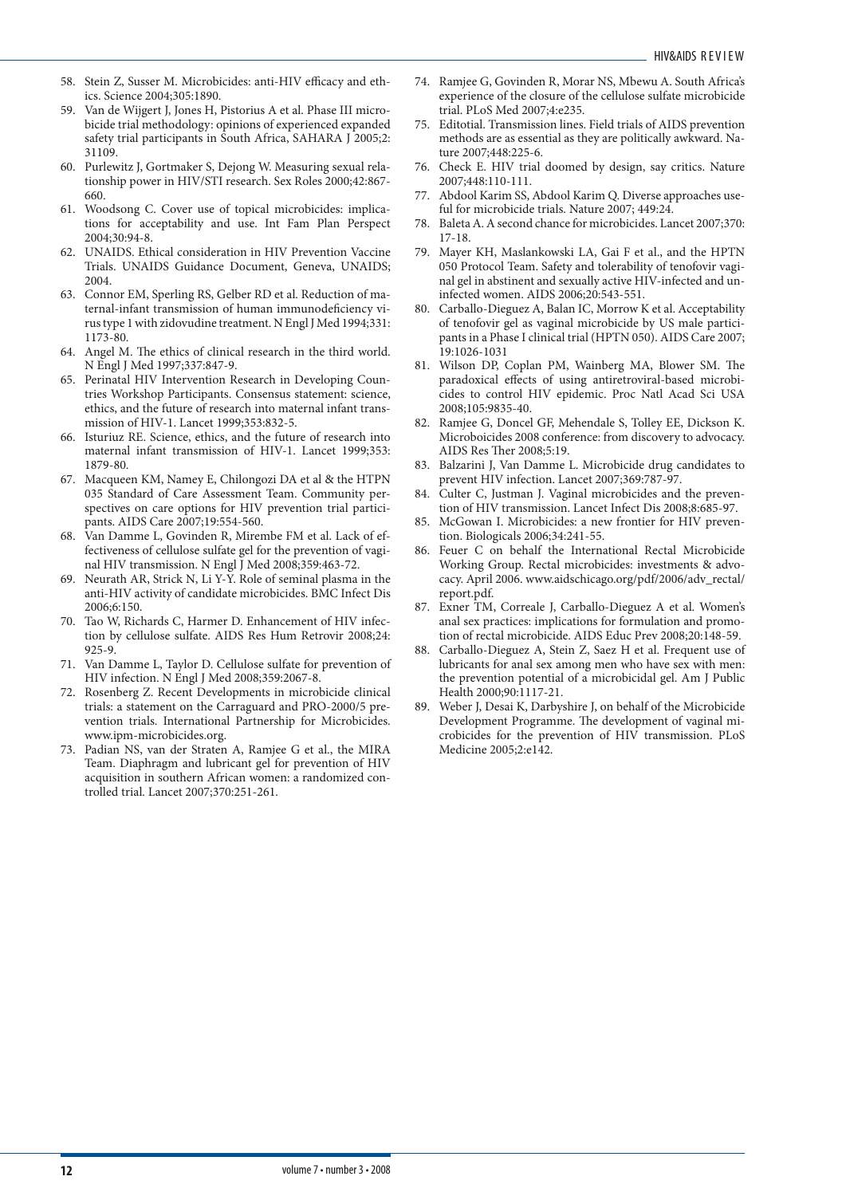58. Stein Z, Susser M. Microbicides: anti-HIV efficacy and ethics. Science 2004;305:1890.
59. Van de Wijgert J, Jones H, Pistorius A et al. Phase III microbicide trial methodology: opinions of experienced expanded safety trial participants in South Africa, SAHARA J 2005;2: 31109.
60. Purlewitz J, Gortmaker S, Dejong W. Measuring sexual relationship power in HIV/STI research. Sex Roles 2000;42:867-660.
61. Woodsong C. Cover use of topical microbicides: implications for acceptability and use. Int Fam Plan Perspect 2004;30:94-8.
62. UNAIDS. Ethical consideration in HIV Prevention Vaccine Trials. UNAIDS Guidance Document, Geneva, UNAIDS; 2004.
63. Connor EM, Sperling RS, Gelber RD et al. Reduction of maternal-infant transmission of human immunodeficiency virus type 1 with zidovudine treatment. N Engl J Med 1994;331: 1173-80.
64. Angel M. The ethics of clinical research in the third world. N Engl J Med 1997;337:847-9.
65. Perinatal HIV Intervention Research in Developing Countries Workshop Participants. Consensus statement: science, ethics, and the future of research into maternal infant transmission of HIV-1. Lancet 1999;353:832-5.
66. Isturiuz RE. Science, ethics, and the future of research into maternal infant transmission of HIV-1. Lancet 1999;353: 1879-80.
67. Macqueen KM, Namey E, Chilongozi DA et al & the HTPN 035 Standard of Care Assessment Team. Community perspectives on care options for HIV prevention trial participants. AIDS Care 2007;19:554-560.
68. Van Damme L, Govinden R, Mirembe FM et al. Lack of effectiveness of cellulose sulfate gel for the prevention of vaginal HIV transmission. N Engl J Med 2008;359:463-72.
69. Neurath AR, Strick N, Li Y-Y. Role of seminal plasma in the anti-HIV activity of candidate microbicides. BMC Infect Dis 2006;6:150.
70. Tao W, Richards C, Harmer D. Enhancement of HIV infection by cellulose sulfate. AIDS Res Hum Retrovir 2008;24: 925-9.
71. Van Damme L, Taylor D. Cellulose sulfate for prevention of HIV infection. N Engl J Med 2008;359:2067-8.
72. Rosenberg Z. Recent Developments in microbicide clinical trials: a statement on the Carraguard and PRO-2000/5 prevention trials. International Partnership for Microbicides. www.ipm-microbicides.org.
73. Padian NS, van der Straten A, Ramjee G et al., the MIRA Team. Diaphragm and lubricant gel for prevention of HIV acquisition in southern African women: a randomized controlled trial. Lancet 2007;370:251-261.
74. Ramjee G, Govinden R, Morar NS, Mbewu A. South Africa's experience of the closure of the cellulose sulfate microbicide trial. PLoS Med 2007;4:e235.
75. Editotial. Transmission lines. Field trials of AIDS prevention methods are as essential as they are politically awkward. Nature 2007;448:225-6.
76. Check E. HIV trial doomed by design, say critics. Nature 2007;448:110-111.
77. Abdool Karim SS, Abdool Karim Q. Diverse approaches useful for microbicide trials. Nature 2007; 449:24.
78. Baleta A. A second chance for microbicides. Lancet 2007;370: 17-18.
79. Mayer KH, Maslankowski LA, Gai F et al., and the HPTN 050 Protocol Team. Safety and tolerability of tenofovir vaginal gel in abstinent and sexually active HIV-infected and uninfected women. AIDS 2006;20:543-551.
80. Carballo-Dieguez A, Balan IC, Morrow K et al. Acceptability of tenofovir gel as vaginal microbicide by US male participants in a Phase I clinical trial (HPTN 050). AIDS Care 2007; 19:1026-1031
81. Wilson DP, Coplan PM, Wainberg MA, Blower SM. The paradoxical effects of using antiretroviral-based microbicides to control HIV epidemic. Proc Natl Acad Sci USA 2008;105:9835-40.
82. Ramjee G, Doncel GF, Mehendale S, Tolley EE, Dickson K. Microboicides 2008 conference: from discovery to advocacy. AIDS Res Ther 2008;5:19.
83. Balzarini J, Van Damme L. Microbicide drug candidates to prevent HIV infection. Lancet 2007;369:787-97.
84. Culter C, Justman J. Vaginal microbicides and the prevention of HIV transmission. Lancet Infect Dis 2008;8:685-97.
85. McGowan I. Microbicides: a new frontier for HIV prevention. Biologicals 2006;34:241-55.
86. Feuer C on behalf the International Rectal Microbicide Working Group. Rectal microbicides: investments & advocacy. April 2006. www.aidschicago.org/pdf/2006/adv_rectal/report.pdf.
87. Exner TM, Correale J, Carballo-Dieguez A et al. Women's anal sex practices: implications for formulation and promotion of rectal microbicide. AIDS Educ Prev 2008;20:148-59.
88. Carballo-Dieguez A, Stein Z, Saez H et al. Frequent use of lubricants for anal sex among men who have sex with men: the prevention potential of a microbicidal gel. Am J Public Health 2000;90:1117-21.
89. Weber J, Desai K, Darbyshire J, on behalf of the Microbicide Development Programme. The development of vaginal microbicides for the prevention of HIV transmission. PLoS Medicine 2005;2:e142.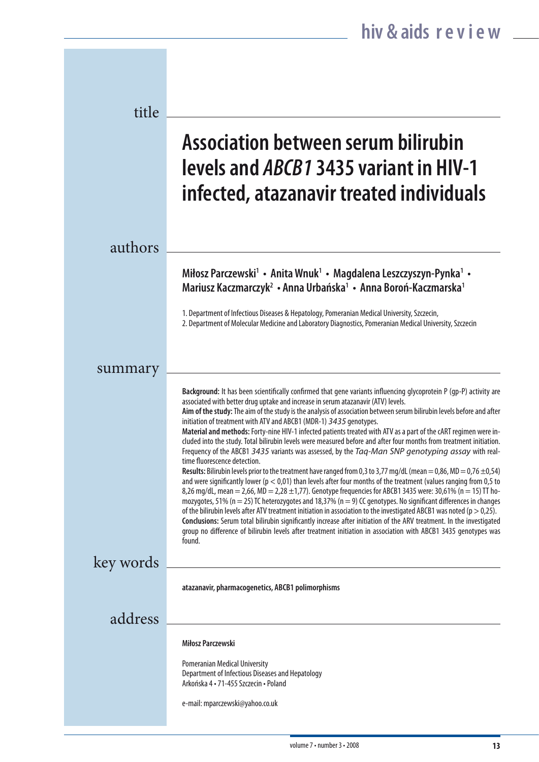## title

# Association between serum bilirubin levels and *ABCB1* 3435 variant in HIV-1 infected, atazanavir treated individuals

## authors

**Miłosz Parczewski[1] • Anita Wnuk[1] • Magdalena Leszczyszyn-Pynka[1] • Mariusz Kaczmarczyk[2] • Anna Urbańska[1] • Anna Boroń-Kaczmarska[1]**

1. Department of Infectious Diseases & Hepatology, Pomeranian Medical University, Szczecin,
2. Department of Molecular Medicine and Laboratory Diagnostics, Pomeranian Medical University, Szczecin

## summary

**Background:** It has been scientifically confirmed that gene variants influencing glycoprotein P (gp-P) activity are associated with better drug uptake and increase in serum atazanavir (ATV) levels.

**Aim of the study:** The aim of the study is the analysis of association between serum bilirubin levels before and after initiation of treatment with ATV and ABCB1 (MDR-1) *3435* genotypes.

**Material and methods:** Forty-nine HIV-1 infected patients treated with ATV as a part of the cART regimen were included into the study. Total bilirubin levels were measured before and after four months from treatment initiation. Frequency of the ABCB1 *3435* variants was assessed, by the *Taq-Man SNP genotyping assay* with real-time fluorescence detection.

**Results:** Bilirubin levels prior to the treatment have ranged from 0,3 to 3,77 mg/dL (mean = 0,86, MD = 0,76 ±0,54) and were significantly lower ($p < 0{,}01$) than levels after four months of the treatment (values ranging from 0,5 to 8,26 mg/dL, mean = 2,66, MD = 2,28 ±1,77). Genotype frequencies for ABCB1 3435 were: 30,61% (n = 15) TT homozygotes, 51% (n = 25) TC heterozygotes and 18,37% (n = 9) CC genotypes. No significant differences in changes of the bilirubin levels after ATV treatment initiation in association to the investigated ABCB1 was noted ($p > 0{,}25$).

**Conclusions:** Serum total bilirubin significantly increase after initiation of the ARV treatment. In the investigated group no difference of bilirubin levels after treatment initiation in association with ABCB1 3435 genotypes was found.

## key words

**atazanavir, pharmacogenetics, ABCB1 polimorphisms**

## address

**Miłosz Parczewski**

Pomeranian Medical University
Department of Infectious Diseases and Hepatology
Arkońska 4 • 71-455 Szczecin • Poland

e-mail: mparczewski@yahoo.co.uk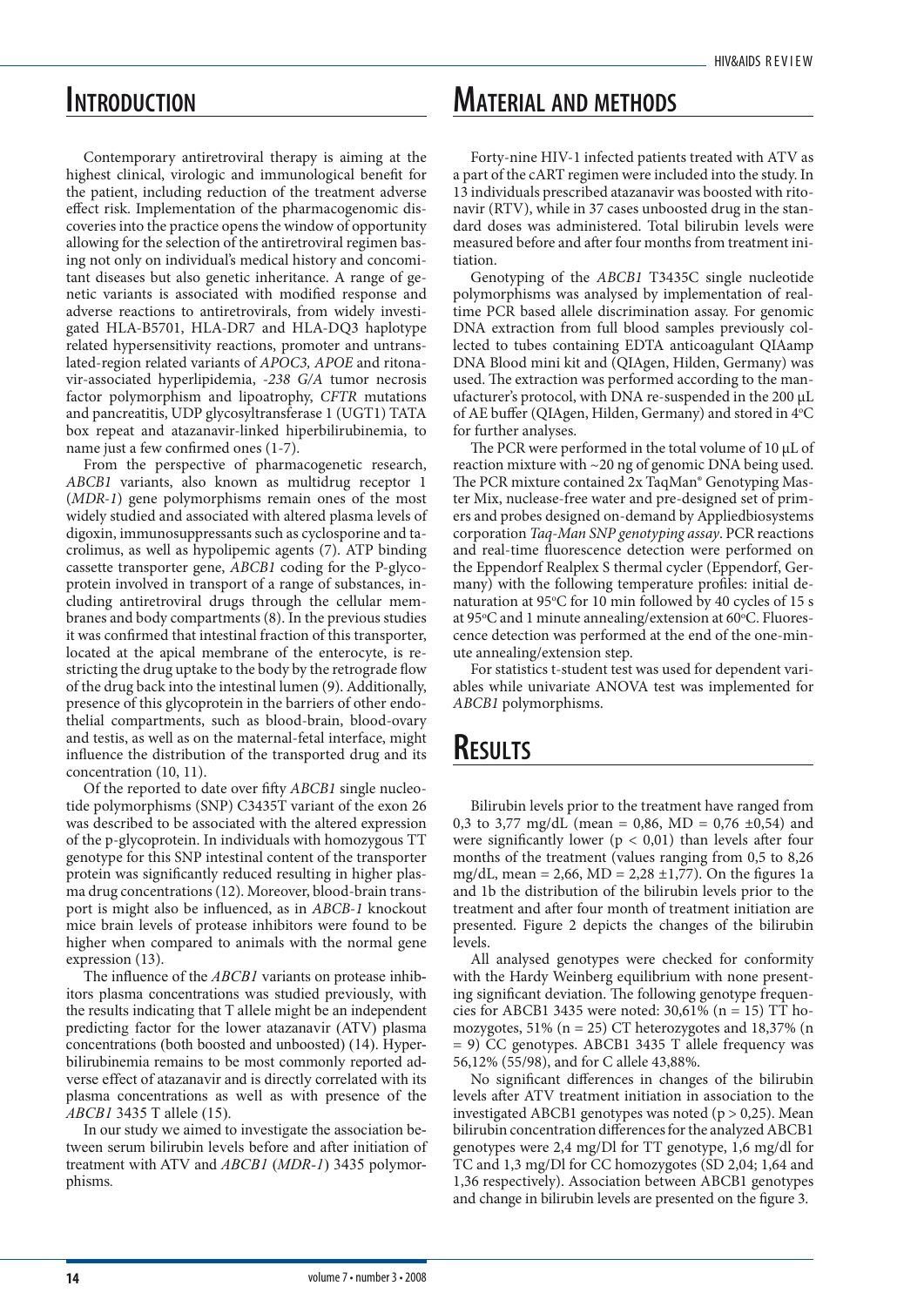# Introduction

Contemporary antiretroviral therapy is aiming at the highest clinical, virologic and immunological benefit for the patient, including reduction of the treatment adverse effect risk. Implementation of the pharmacogenomic discoveries into the practice opens the window of opportunity allowing for the selection of the antiretroviral regimen basing not only on individual's medical history and concomitant diseases but also genetic inheritance. A range of genetic variants is associated with modified response and adverse reactions to antiretrovirals, from widely investigated HLA-B5701, HLA-DR7 and HLA-DQ3 haplotype related hypersensitivity reactions, promoter and untranslated-region related variants of *APOC3*, *APOE* and ritonavir-associated hyperlipidemia, *-238 G/A* tumor necrosis factor polymorphism and lipoatrophy, *CFTR* mutations and pancreatitis, UDP glycosyltransferase 1 (UGT1) TATA box repeat and atazanavir-linked hiperbilirubinemia, to name just a few confirmed ones (1-7).

From the perspective of pharmacogenetic research, *ABCB1* variants, also known as multidrug receptor 1 (*MDR-1*) gene polymorphisms remain ones of the most widely studied and associated with altered plasma levels of digoxin, immunosuppressants such as cyclosporine and tacrolimus, as well as hypolipemic agents (7). ATP binding cassette transporter gene, *ABCB1* coding for the P-glycoprotein involved in transport of a range of substances, including antiretroviral drugs through the cellular membranes and body compartments (8). In the previous studies it was confirmed that intestinal fraction of this transporter, located at the apical membrane of the enterocyte, is restricting the drug uptake to the body by the retrograde flow of the drug back into the intestinal lumen (9). Additionally, presence of this glycoprotein in the barriers of other endothelial compartments, such as blood-brain, blood-ovary and testis, as well as on the maternal-fetal interface, might influence the distribution of the transported drug and its concentration (10, 11).

Of the reported to date over fifty *ABCB1* single nucleotide polymorphisms (SNP) C3435T variant of the exon 26 was described to be associated with the altered expression of the p-glycoprotein. In individuals with homozygous TT genotype for this SNP intestinal content of the transporter protein was significantly reduced resulting in higher plasma drug concentrations (12). Moreover, blood-brain transport is might also be influenced, as in *ABCB-1* knockout mice brain levels of protease inhibitors were found to be higher when compared to animals with the normal gene expression (13).

The influence of the *ABCB1* variants on protease inhibitors plasma concentrations was studied previously, with the results indicating that T allele might be an independent predicting factor for the lower atazanavir (ATV) plasma concentrations (both boosted and unboosted) (14). Hyperbilirubinemia remains to be most commonly reported adverse effect of atazanavir and is directly correlated with its plasma concentrations as well as with presence of the *ABCB1* 3435 T allele (15).

In our study we aimed to investigate the association between serum bilirubin levels before and after initiation of treatment with ATV and *ABCB1* (*MDR-1*) 3435 polymorphisms.

# Material and methods

Forty-nine HIV-1 infected patients treated with ATV as a part of the cART regimen were included into the study. In 13 individuals prescribed atazanavir was boosted with ritonavir (RTV), while in 37 cases unboosted drug in the standard doses was administered. Total bilirubin levels were measured before and after four months from treatment initiation.

Genotyping of the *ABCB1* T3435C single nucleotide polymorphisms was analysed by implementation of real-time PCR based allele discrimination assay. For genomic DNA extraction from full blood samples previously collected to tubes containing EDTA anticoagulant QIAamp DNA Blood mini kit and (QIAgen, Hilden, Germany) was used. The extraction was performed according to the manufacturer's protocol, with DNA re-suspended in the 200 µL of AE buffer (QIAgen, Hilden, Germany) and stored in 4°C for further analyses.

The PCR were performed in the total volume of 10 µL of reaction mixture with ~20 ng of genomic DNA being used. The PCR mixture contained 2x TaqMan® Genotyping Master Mix, nuclease-free water and pre-designed set of primers and probes designed on-demand by Appliedbiosystems corporation *Taq-Man SNP genotyping assay*. PCR reactions and real-time fluorescence detection were performed on the Eppendorf Realplex S thermal cycler (Eppendorf, Germany) with the following temperature profiles: initial denaturation at 95°C for 10 min followed by 40 cycles of 15 s at 95°C and 1 minute annealing/extension at 60°C. Fluorescence detection was performed at the end of the one-minute annealing/extension step.

For statistics t-student test was used for dependent variables while univariate ANOVA test was implemented for *ABCB1* polymorphisms.

# Results

Bilirubin levels prior to the treatment have ranged from 0,3 to 3,77 mg/dL (mean = 0,86, MD = 0,76 ±0,54) and were significantly lower ($p < 0,01$) than levels after four months of the treatment (values ranging from 0,5 to 8,26 mg/dL, mean = 2,66, MD = 2,28 ±1,77). On the figures 1a and 1b the distribution of the bilirubin levels prior to the treatment and after four month of treatment initiation are presented. Figure 2 depicts the changes of the bilirubin levels.

All analysed genotypes were checked for conformity with the Hardy Weinberg equilibrium with none presenting significant deviation. The following genotype frequencies for ABCB1 3435 were noted: 30,61% (n = 15) TT homozygotes, 51% (n = 25) CT heterozygotes and 18,37% (n = 9) CC genotypes. ABCB1 3435 T allele frequency was 56,12% (55/98), and for C allele 43,88%.

No significant differences in changes of the bilirubin levels after ATV treatment initiation in association to the investigated ABCB1 genotypes was noted ($p > 0,25$). Mean bilirubin concentration differences for the analyzed ABCB1 genotypes were 2,4 mg/Dl for TT genotype, 1,6 mg/dl for TC and 1,3 mg/Dl for CC homozygotes (SD 2,04; 1,64 and 1,36 respectively). Association between ABCB1 genotypes and change in bilirubin levels are presented on the figure 3.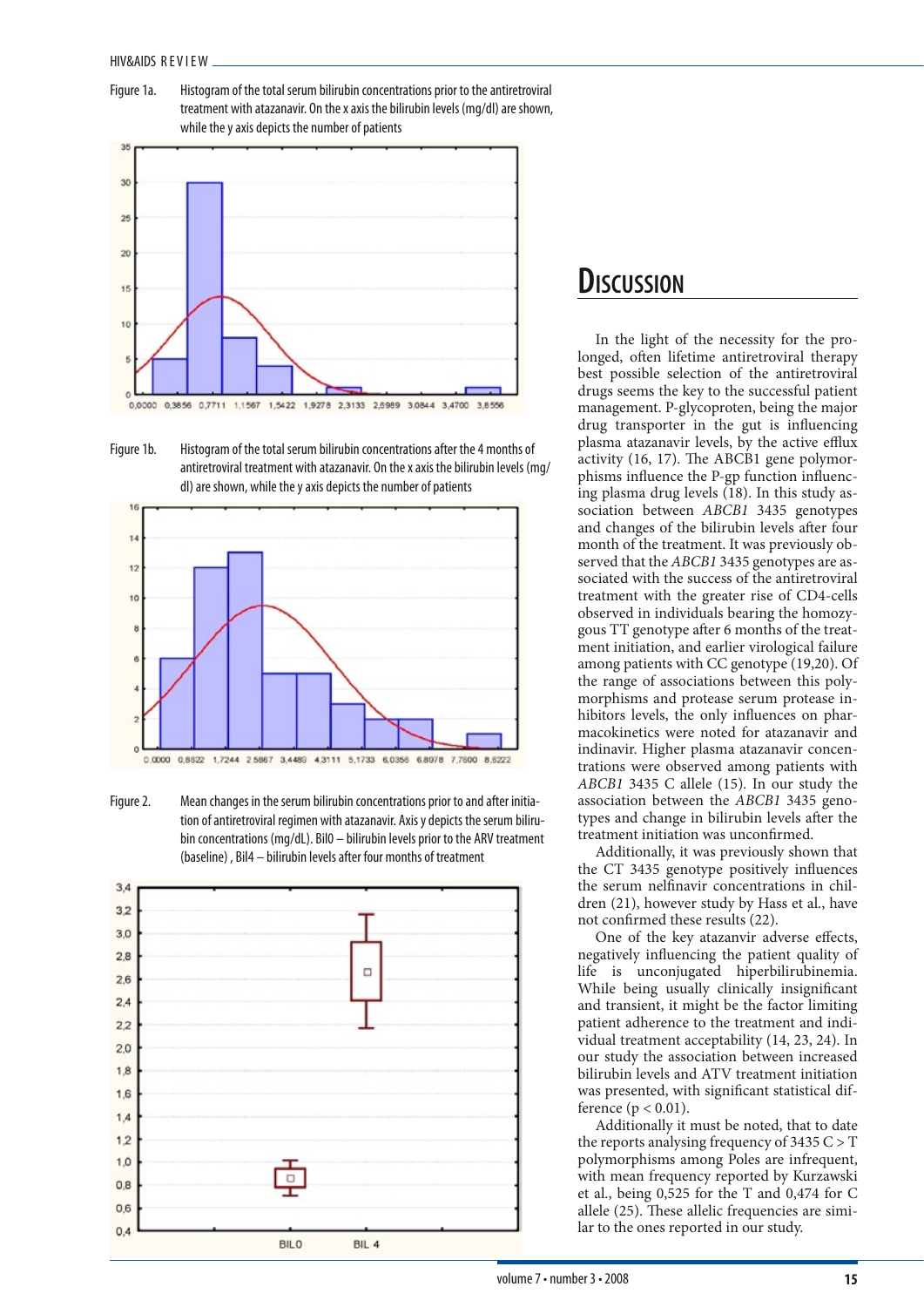Figure 1a. Histogram of the total serum bilirubin concentrations prior to the antiretroviral treatment with atazanavir. On the x axis the bilirubin levels (mg/dl) are shown, while the y axis depicts the number of patients

Figure 1b. Histogram of the total serum bilirubin concentrations after the 4 months of antiretroviral treatment with atazanavir. On the x axis the bilirubin levels (mg/dl) are shown, while the y axis depicts the number of patients

Figure 2. Mean changes in the serum bilirubin concentrations prior to and after initiation of antiretroviral regimen with atazanavir. Axis y depicts the serum bilirubin concentrations (mg/dL). Bil0 – bilirubin levels prior to the ARV treatment (baseline), Bil4 – bilirubin levels after four months of treatment

## Discussion

In the light of the necessity for the prolonged, often lifetime antiretroviral therapy best possible selection of the antiretroviral drugs seems the key to the successful patient management. P-glycoproten, being the major drug transporter in the gut is influencing plasma atazanavir levels, by the active efflux activity (16, 17). The ABCB1 gene polymorphisms influence the P-gp function influencing plasma drug levels (18). In this study association between *ABCB1* 3435 genotypes and changes of the bilirubin levels after four month of the treatment. It was previously observed that the *ABCB1* 3435 genotypes are associated with the success of the antiretroviral treatment with the greater rise of CD4-cells observed in individuals bearing the homozygous TT genotype after 6 months of the treatment initiation, and earlier virological failure among patients with CC genotype (19,20). Of the range of associations between this polymorphisms and protease serum protease inhibitors levels, the only influences on pharmacokinetics were noted for atazanavir and indinavir. Higher plasma atazanavir concentrations were observed among patients with *ABCB1* 3435 C allele (15). In our study the association between the *ABCB1* 3435 genotypes and change in bilirubin levels after the treatment initiation was unconfirmed.

Additionally, it was previously shown that the CT 3435 genotype positively influences the serum nelfinavir concentrations in children (21), however study by Hass et al., have not confirmed these results (22).

One of the key atazanvir adverse effects, negatively influencing the patient quality of life is unconjugated hiperbilirubinemia. While being usually clinically insignificant and transient, it might be the factor limiting patient adherence to the treatment and individual treatment acceptability (14, 23, 24). In our study the association between increased bilirubin levels and ATV treatment initiation was presented, with significant statistical difference ($p < 0.01$).

Additionally it must be noted, that to date the reports analysing frequency of 3435 C > T polymorphisms among Poles are infrequent, with mean frequency reported by Kurzawski et al., being 0,525 for the T and 0,474 for C allele (25). These allelic frequencies are similar to the ones reported in our study.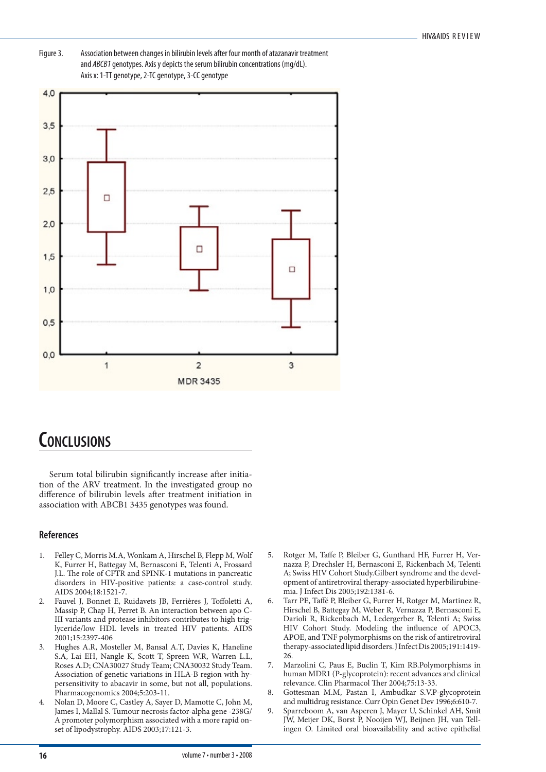Figure 3. Association between changes in bilirubin levels after four month of atazanavir treatment and *ABCB1* genotypes. Axis y depicts the serum bilirubin concentrations (mg/dL). Axis x: 1-TT genotype, 2-TC genotype, 3-CC genotype

## Conclusions

Serum total bilirubin significantly increase after initiation of the ARV treatment. In the investigated group no difference of bilirubin levels after treatment initiation in association with ABCB1 3435 genotypes was found.

### References

1. Felley C, Morris M.A, Wonkam A, Hirschel B, Flepp M, Wolf K, Furrer H, Battegay M, Bernasconi E, Telenti A, Frossard J.L. The role of CFTR and SPINK-1 mutations in pancreatic disorders in HIV-positive patients: a case-control study. AIDS 2004;18:1521-7.
2. Fauvel J, Bonnet E, Ruidavets JB, Ferrières J, Toffoletti A, Massip P, Chap H, Perret B. An interaction between apo C-III variants and protease inhibitors contributes to high triglyceride/low HDL levels in treated HIV patients. AIDS 2001;15:2397-406
3. Hughes A.R, Mosteller M, Bansal A.T, Davies K, Haneline S.A, Lai EH, Nangle K, Scott T, Spreen W.R, Warren L.L, Roses A.D; CNA30027 Study Team; CNA30032 Study Team. Association of genetic variations in HLA-B region with hypersensitivity to abacavir in some, but not all, populations. Pharmacogenomics 2004;5:203-11.
4. Nolan D, Moore C, Castley A, Sayer D, Mamotte C, John M, James I, Mallal S. Tumour necrosis factor-alpha gene -238G/A promoter polymorphism associated with a more rapid onset of lipodystrophy. AIDS 2003;17:121-3.
5. Rotger M, Taffe P, Bleiber G, Gunthard HF, Furrer H, Vernazza P, Drechsler H, Bernasconi E, Rickenbach M, Telenti A; Swiss HIV Cohort Study.Gilbert syndrome and the development of antiretroviral therapy-associated hyperbilirubinemia. J Infect Dis 2005;192:1381-6.
6. Tarr PE, Taffé P, Bleiber G, Furrer H, Rotger M, Martinez R, Hirschel B, Battegay M, Weber R, Vernazza P, Bernasconi E, Darioli R, Rickenbach M, Ledergerber B, Telenti A; Swiss HIV Cohort Study. Modeling the influence of APOC3, APOE, and TNF polymorphisms on the risk of antiretroviral therapy-associated lipid disorders. J Infect Dis 2005;191:1419-26.
7. Marzolini C, Paus E, Buclin T, Kim RB.Polymorphisms in human MDR1 (P-glycoprotein): recent advances and clinical relevance. Clin Pharmacol Ther 2004;75:13-33.
8. Gottesman M.M, Pastan I, Ambudkar S.V.P-glycoprotein and multidrug resistance. Curr Opin Genet Dev 1996;6:610-7.
9. Sparreboom A, van Asperen J, Mayer U, Schinkel AH, Smit JW, Meijer DK, Borst P, Nooijen WJ, Beijnen JH, van Tellingen O. Limited oral bioavailability and active epithelial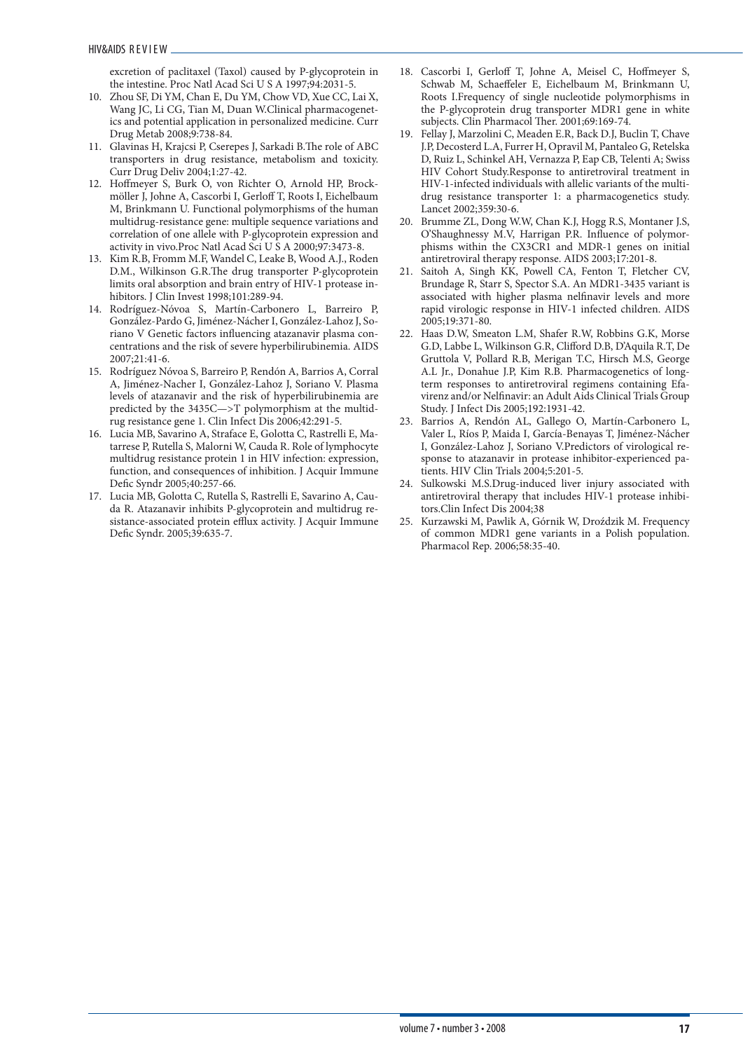excretion of paclitaxel (Taxol) caused by P-glycoprotein in the intestine. Proc Natl Acad Sci U S A 1997;94:2031-5.

10. Zhou SF, Di YM, Chan E, Du YM, Chow VD, Xue CC, Lai X, Wang JC, Li CG, Tian M, Duan W.Clinical pharmacogenetics and potential application in personalized medicine. Curr Drug Metab 2008;9:738-84.
11. Glavinas H, Krajcsi P, Cserepes J, Sarkadi B.The role of ABC transporters in drug resistance, metabolism and toxicity. Curr Drug Deliv 2004;1:27-42.
12. Hoffmeyer S, Burk O, von Richter O, Arnold HP, Brockmöller J, Johne A, Cascorbi I, Gerloff T, Roots I, Eichelbaum M, Brinkmann U. Functional polymorphisms of the human multidrug-resistance gene: multiple sequence variations and correlation of one allele with P-glycoprotein expression and activity in vivo.Proc Natl Acad Sci U S A 2000;97:3473-8.
13. Kim R.B, Fromm M.F, Wandel C, Leake B, Wood A.J., Roden D.M., Wilkinson G.R.The drug transporter P-glycoprotein limits oral absorption and brain entry of HIV-1 protease inhibitors. J Clin Invest 1998;101:289-94.
14. Rodríguez-Nóvoa S, Martín-Carbonero L, Barreiro P, González-Pardo G, Jiménez-Nácher I, González-Lahoz J, Soriano V Genetic factors influencing atazanavir plasma concentrations and the risk of severe hyperbilirubinemia. AIDS 2007;21:41-6.
15. Rodríguez Nóvoa S, Barreiro P, Rendón A, Barrios A, Corral A, Jiménez-Nacher I, González-Lahoz J, Soriano V. Plasma levels of atazanavir and the risk of hyperbilirubinemia are predicted by the 3435C—>T polymorphism at the multidrug resistance gene 1. Clin Infect Dis 2006;42:291-5.
16. Lucia MB, Savarino A, Straface E, Golotta C, Rastrelli E, Matarrese P, Rutella S, Malorni W, Cauda R. Role of lymphocyte multidrug resistance protein 1 in HIV infection: expression, function, and consequences of inhibition. J Acquir Immune Defic Syndr 2005;40:257-66.
17. Lucia MB, Golotta C, Rutella S, Rastrelli E, Savarino A, Cauda R. Atazanavir inhibits P-glycoprotein and multidrug resistance-associated protein efflux activity. J Acquir Immune Defic Syndr. 2005;39:635-7.
18. Cascorbi I, Gerloff T, Johne A, Meisel C, Hoffmeyer S, Schwab M, Schaeffeler E, Eichelbaum M, Brinkmann U, Roots I.Frequency of single nucleotide polymorphisms in the P-glycoprotein drug transporter MDR1 gene in white subjects. Clin Pharmacol Ther. 2001;69:169-74.
19. Fellay J, Marzolini C, Meaden E.R, Back D.J, Buclin T, Chave J.P, Decosterd L.A, Furrer H, Opravil M, Pantaleo G, Retelska D, Ruiz L, Schinkel AH, Vernazza P, Eap CB, Telenti A; Swiss HIV Cohort Study.Response to antiretroviral treatment in HIV-1-infected individuals with allelic variants of the multidrug resistance transporter 1: a pharmacogenetics study. Lancet 2002;359:30-6.
20. Brumme ZL, Dong W.W, Chan K.J, Hogg R.S, Montaner J.S, O'Shaughnessy M.V, Harrigan P.R. Influence of polymorphisms within the CX3CR1 and MDR-1 genes on initial antiretroviral therapy response. AIDS 2003;17:201-8.
21. Saitoh A, Singh KK, Powell CA, Fenton T, Fletcher CV, Brundage R, Starr S, Spector S.A. An MDR1-3435 variant is associated with higher plasma nelfinavir levels and more rapid virologic response in HIV-1 infected children. AIDS 2005;19:371-80.
22. Haas D.W, Smeaton L.M, Shafer R.W, Robbins G.K, Morse G.D, Labbe L, Wilkinson G.R, Clifford D.B, D'Aquila R.T, De Gruttola V, Pollard R.B, Merigan T.C, Hirsch M.S, George A.L Jr., Donahue J.P, Kim R.B. Pharmacogenetics of long-term responses to antiretroviral regimens containing Efavirenz and/or Nelfinavir: an Adult Aids Clinical Trials Group Study. J Infect Dis 2005;192:1931-42.
23. Barrios A, Rendón AL, Gallego O, Martín-Carbonero L, Valer L, Ríos P, Maida I, García-Benayas T, Jiménez-Nácher I, González-Lahoz J, Soriano V.Predictors of virological response to atazanavir in protease inhibitor-experienced patients. HIV Clin Trials 2004;5:201-5.
24. Sulkowski M.S.Drug-induced liver injury associated with antiretroviral therapy that includes HIV-1 protease inhibitors.Clin Infect Dis 2004;38
25. Kurzawski M, Pawlik A, Górnik W, Droździk M. Frequency of common MDR1 gene variants in a Polish population. Pharmacol Rep. 2006;58:35-40.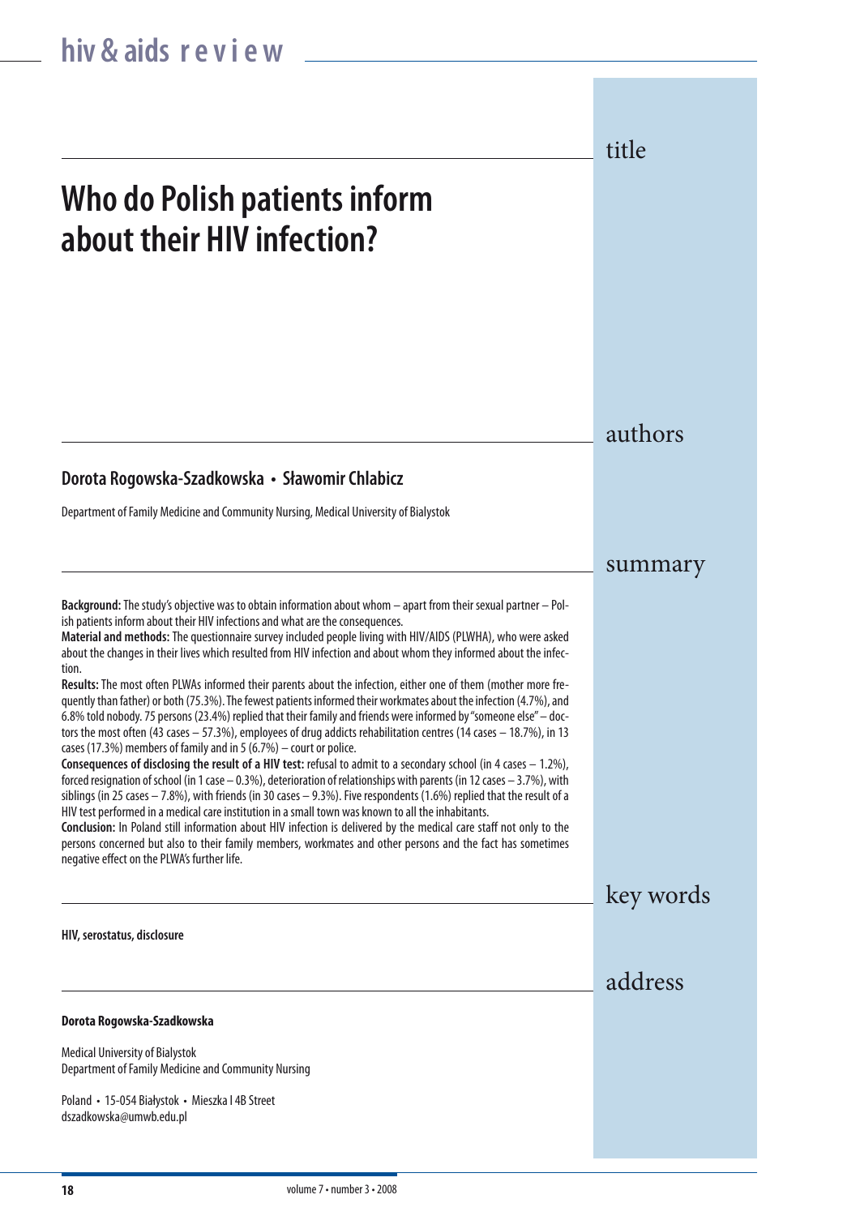# Who do Polish patients inform about their HIV infection?

**Dorota Rogowska-Szadkowska • Sławomir Chlabicz**

Department of Family Medicine and Community Nursing, Medical University of Bialystok

## Summary

**Background:** The study's objective was to obtain information about whom – apart from their sexual partner – Polish patients inform about their HIV infections and what are the consequences.

**Material and methods:** The questionnaire survey included people living with HIV/AIDS (PLWHA), who were asked about the changes in their lives which resulted from HIV infection and about whom they informed about the infection.

**Results:** The most often PLWAs informed their parents about the infection, either one of them (mother more frequently than father) or both (75.3%). The fewest patients informed their workmates about the infection (4.7%), and 6.8% told nobody. 75 persons (23.4%) replied that their family and friends were informed by "someone else" – doctors the most often (43 cases – 57.3%), employees of drug addicts rehabilitation centres (14 cases – 18.7%), in 13 cases (17.3%) members of family and in 5 (6.7%) – court or police.

**Consequences of disclosing the result of a HIV test:** refusal to admit to a secondary school (in 4 cases – 1.2%), forced resignation of school (in 1 case – 0.3%), deterioration of relationships with parents (in 12 cases – 3.7%), with siblings (in 25 cases – 7.8%), with friends (in 30 cases – 9.3%). Five respondents (1.6%) replied that the result of a HIV test performed in a medical care institution in a small town was known to all the inhabitants.

**Conclusion:** In Poland still information about HIV infection is delivered by the medical care staff not only to the persons concerned but also to their family members, workmates and other persons and the fact has sometimes negative effect on the PLWA's further life.

## Key words

**HIV, serostatus, disclosure**

## Address

**Dorota Rogowska-Szadkowska**

Medical University of Bialystok
Department of Family Medicine and Community Nursing

Poland • 15-054 Białystok • Mieszka I 4B Street
dszadkowska@umwb.edu.pl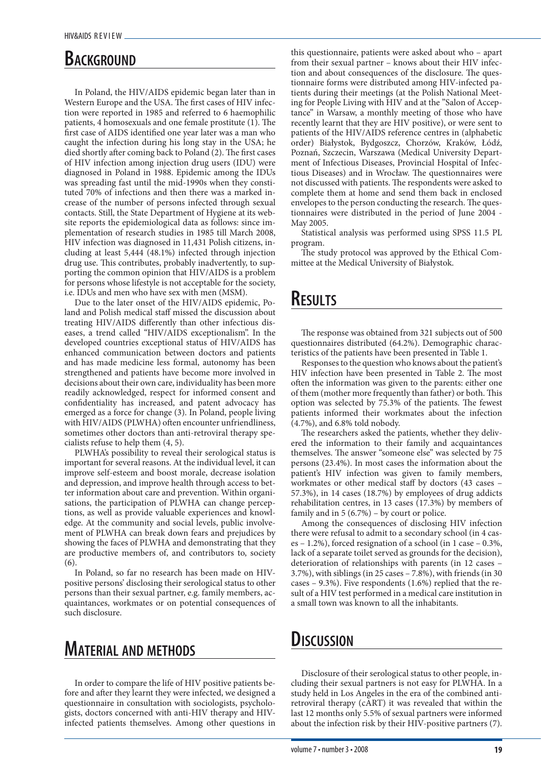## Background

In Poland, the HIV/AIDS epidemic began later than in Western Europe and the USA. The first cases of HIV infection were reported in 1985 and referred to 6 haemophilic patients, 4 homosexuals and one female prostitute (1). The first case of AIDS identified one year later was a man who caught the infection during his long stay in the USA; he died shortly after coming back to Poland (2). The first cases of HIV infection among injection drug users (IDU) were diagnosed in Poland in 1988. Epidemic among the IDUs was spreading fast until the mid-1990s when they constituted 70% of infections and then there was a marked increase of the number of persons infected through sexual contacts. Still, the State Department of Hygiene at its website reports the epidemiological data as follows: since implementation of research studies in 1985 till March 2008, HIV infection was diagnosed in 11,431 Polish citizens, including at least 5,444 (48.1%) infected through injection drug use. This contributes, probably inadvertently, to supporting the common opinion that HIV/AIDS is a problem for persons whose lifestyle is not acceptable for the society, i.e. IDUs and men who have sex with men (MSM).

Due to the later onset of the HIV/AIDS epidemic, Poland and Polish medical staff missed the discussion about treating HIV/AIDS differently than other infectious diseases, a trend called "HIV/AIDS exceptionalism". In the developed countries exceptional status of HIV/AIDS has enhanced communication between doctors and patients and has made medicine less formal, autonomy has been strengthened and patients have become more involved in decisions about their own care, individuality has been more readily acknowledged, respect for informed consent and confidentiality has increased, and patent advocacy has emerged as a force for change (3). In Poland, people living with HIV/AIDS (PLWHA) often encounter unfriendliness, sometimes other doctors than anti-retroviral therapy specialists refuse to help them (4, 5).

PLWHA's possibility to reveal their serological status is important for several reasons. At the individual level, it can improve self-esteem and boost morale, decrease isolation and depression, and improve health through access to better information about care and prevention. Within organisations, the participation of PLWHA can change perceptions, as well as provide valuable experiences and knowledge. At the community and social levels, public involvement of PLWHA can break down fears and prejudices by showing the faces of PLWHA and demonstrating that they are productive members of, and contributors to, society (6).

In Poland, so far no research has been made on HIV-positive persons' disclosing their serological status to other persons than their sexual partner, e.g. family members, acquaintances, workmates or on potential consequences of such disclosure.

## Material and methods

In order to compare the life of HIV positive patients before and after they learnt they were infected, we designed a questionnaire in consultation with sociologists, psychologists, doctors concerned with anti-HIV therapy and HIV-infected patients themselves. Among other questions in this questionnaire, patients were asked about who – apart from their sexual partner – knows about their HIV infection and about consequences of the disclosure. The questionnaire forms were distributed among HIV-infected patients during their meetings (at the Polish National Meeting for People Living with HIV and at the "Salon of Acceptance" in Warsaw, a monthly meeting of those who have recently learnt that they are HIV positive), or were sent to patients of the HIV/AIDS reference centres in (alphabetic order) Białystok, Bydgoszcz, Chorzów, Kraków, Łódź, Poznań, Szczecin, Warszawa (Medical University Department of Infectious Diseases, Provincial Hospital of Infectious Diseases) and in Wrocław. The questionnaires were not discussed with patients. The respondents were asked to complete them at home and send them back in enclosed envelopes to the person conducting the research. The questionnaires were distributed in the period of June 2004 - May 2005.

Statistical analysis was performed using SPSS 11.5 PL program.

The study protocol was approved by the Ethical Committee at the Medical University of Białystok.

## Results

The response was obtained from 321 subjects out of 500 questionnaires distributed (64.2%). Demographic characteristics of the patients have been presented in Table 1.

Responses to the question who knows about the patient's HIV infection have been presented in Table 2. The most often the information was given to the parents: either one of them (mother more frequently than father) or both. This option was selected by 75.3% of the patients. The fewest patients informed their workmates about the infection (4.7%), and 6.8% told nobody.

The researchers asked the patients, whether they delivered the information to their family and acquaintances themselves. The answer "someone else" was selected by 75 persons (23.4%). In most cases the information about the patient's HIV infection was given to family members, workmates or other medical staff by doctors (43 cases – 57.3%), in 14 cases (18.7%) by employees of drug addicts rehabilitation centres, in 13 cases (17.3%) by members of family and in 5 (6.7%) – by court or police.

Among the consequences of disclosing HIV infection there were refusal to admit to a secondary school (in 4 cases – 1.2%), forced resignation of a school (in 1 case – 0.3%, lack of a separate toilet served as grounds for the decision), deterioration of relationships with parents (in 12 cases – 3.7%), with siblings (in 25 cases – 7.8%), with friends (in 30 cases – 9.3%). Five respondents (1.6%) replied that the result of a HIV test performed in a medical care institution in a small town was known to all the inhabitants.

## Discussion

Disclosure of their serological status to other people, including their sexual partners is not easy for PLWHA. In a study held in Los Angeles in the era of the combined antiretroviral therapy (cART) it was revealed that within the last 12 months only 5.5% of sexual partners were informed about the infection risk by their HIV-positive partners (7).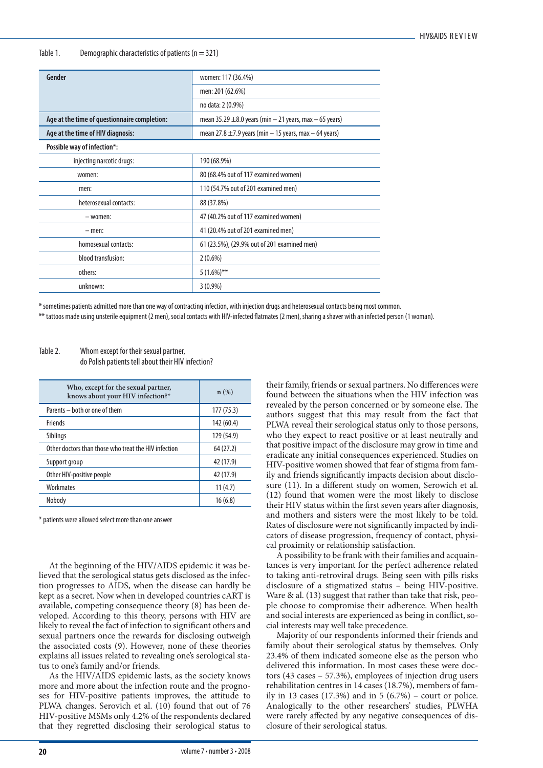Table 1. Demographic characteristics of patients (n = 321)

| | |
|---|---|
| **Gender** | women: 117 (36.4%) |
| | men: 201 (62.6%) |
| | no data: 2 (0.9%) |
| **Age at the time of questionnaire completion:** | mean 35.29 ±8.0 years (min – 21 years, max – 65 years) |
| **Age at the time of HIV diagnosis:** | mean 27.8 ±7.9 years (min – 15 years, max – 64 years) |
| **Possible way of infection*:** | |
| injecting narcotic drugs: | 190 (68.9%) |
| women: | 80 (68.4% out of 117 examined women) |
| men: | 110 (54.7% out of 201 examined men) |
| heterosexual contacts: | 88 (37.8%) |
| – women: | 47 (40.2% out of 117 examined women) |
| – men: | 41 (20.4% out of 201 examined men) |
| homosexual contacts: | 61 (23.5%), (29.9% out of 201 examined men) |
| blood transfusion: | 2 (0.6%) |
| others: | 5 (1.6%)** |
| unknown: | 3 (0.9%) |

* sometimes patients admitted more than one way of contracting infection, with injection drugs and heterosexual contacts being most common.

** tattoos made using unsterile equipment (2 men), social contacts with HIV-infected flatmates (2 men), sharing a shaver with an infected person (1 woman).

Table 2. Whom except for their sexual partner, do Polish patients tell about their HIV infection?

| Who, except for the sexual partner, knows about your HIV infection?* | n (%) |
|---|---|
| Parents – both or one of them | 177 (75.3) |
| Friends | 142 (60.4) |
| Siblings | 129 (54.9) |
| Other doctors than those who treat the HIV infection | 64 (27.2) |
| Support group | 42 (17.9) |
| Other HIV-positive people | 42 (17.9) |
| Workmates | 11 (4.7) |
| Nobody | 16 (6.8) |

* patients were allowed select more than one answer

At the beginning of the HIV/AIDS epidemic it was believed that the serological status gets disclosed as the infection progresses to AIDS, when the disease can hardly be kept as a secret. Now when in developed countries cART is available, competing consequence theory (8) has been developed. According to this theory, persons with HIV are likely to reveal the fact of infection to significant others and sexual partners once the rewards for disclosing outweigh the associated costs (9). However, none of these theories explains all issues related to revealing one's serological status to one's family and/or friends.

As the HIV/AIDS epidemic lasts, as the society knows more and more about the infection route and the prognoses for HIV-positive patients improves, the attitude to PLWA changes. Serovich et al. (10) found that out of 76 HIV-positive MSMs only 4.2% of the respondents declared that they regretted disclosing their serological status to their family, friends or sexual partners. No differences were found between the situations when the HIV infection was revealed by the person concerned or by someone else. The authors suggest that this may result from the fact that PLWA reveal their serological status only to those persons, who they expect to react positive or at least neutrally and that positive impact of the disclosure may grow in time and eradicate any initial consequences experienced. Studies on HIV-positive women showed that fear of stigma from family and friends significantly impacts decision about disclosure (11). In a different study on women, Serowich et al. (12) found that women were the most likely to disclose their HIV status within the first seven years after diagnosis, and mothers and sisters were the most likely to be told. Rates of disclosure were not significantly impacted by indicators of disease progression, frequency of contact, physical proximity or relationship satisfaction.

A possibility to be frank with their families and acquaintances is very important for the perfect adherence related to taking anti-retroviral drugs. Being seen with pills risks disclosure of a stigmatized status – being HIV-positive. Ware & al. (13) suggest that rather than take that risk, people choose to compromise their adherence. When health and social interests are experienced as being in conflict, social interests may well take precedence.

Majority of our respondents informed their friends and family about their serological status by themselves. Only 23.4% of them indicated someone else as the person who delivered this information. In most cases these were doctors (43 cases – 57.3%), employees of injection drug users rehabilitation centres in 14 cases (18.7%), members of family in 13 cases (17.3%) and in 5 (6.7%) – court or police. Analogically to the other researchers' studies, PLWHA were rarely affected by any negative consequences of disclosure of their serological status.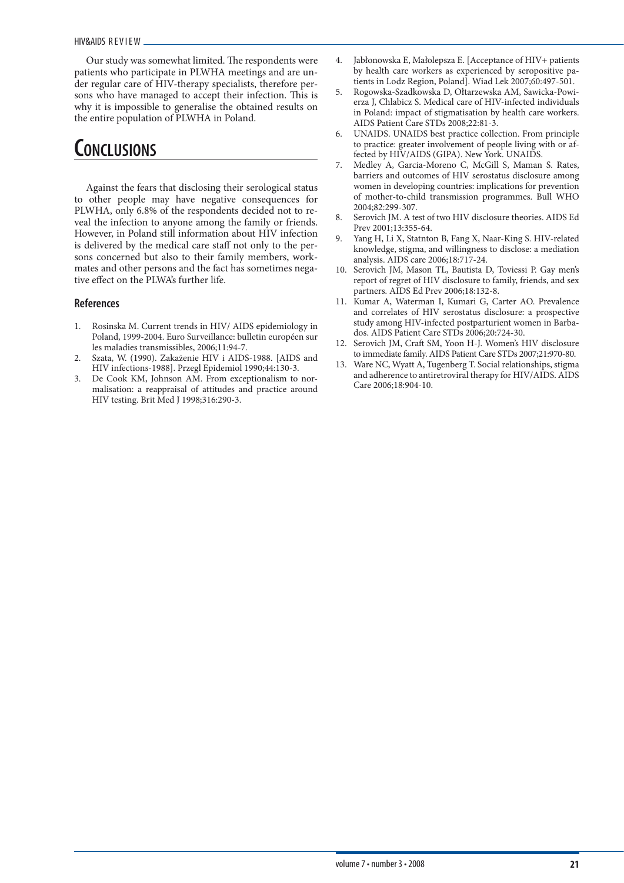Our study was somewhat limited. The respondents were patients who participate in PLWHA meetings and are under regular care of HIV-therapy specialists, therefore persons who have managed to accept their infection. This is why it is impossible to generalise the obtained results on the entire population of PLWHA in Poland.

## Conclusions

Against the fears that disclosing their serological status to other people may have negative consequences for PLWHA, only 6.8% of the respondents decided not to reveal the infection to anyone among the family or friends. However, in Poland still information about HIV infection is delivered by the medical care staff not only to the persons concerned but also to their family members, workmates and other persons and the fact has sometimes negative effect on the PLWA's further life.

### References

1. Rosinska M. Current trends in HIV/ AIDS epidemiology in Poland, 1999-2004. Euro Surveillance: bulletin européen sur les maladies transmissibles, 2006;11:94-7.
2. Szata, W. (1990). Zakażenie HIV i AIDS-1988. [AIDS and HIV infections-1988]. Przegl Epidemiol 1990;44:130-3.
3. De Cook KM, Johnson AM. From exceptionalism to normalisation: a reappraisal of attitudes and practice around HIV testing. Brit Med J 1998;316:290-3.
4. Jabłonowska E, Małolepsza E. [Acceptance of HIV+ patients by health care workers as experienced by seropositive patients in Lodz Region, Poland]. Wiad Lek 2007;60:497-501.
5. Rogowska-Szadkowska D, Ołtarzewska AM, Sawicka-Powierza J, Chlabicz S. Medical care of HIV-infected individuals in Poland: impact of stigmatisation by health care workers. AIDS Patient Care STDs 2008;22:81-3.
6. UNAIDS. UNAIDS best practice collection. From principle to practice: greater involvement of people living with or affected by HIV/AIDS (GIPA). New York. UNAIDS.
7. Medley A, Garcia-Moreno C, McGill S, Maman S. Rates, barriers and outcomes of HIV serostatus disclosure among women in developing countries: implications for prevention of mother-to-child transmission programmes. Bull WHO 2004;82:299-307.
8. Serovich JM. A test of two HIV disclosure theories. AIDS Ed Prev 2001;13:355-64.
9. Yang H, Li X, Statnton B, Fang X, Naar-King S. HIV-related knowledge, stigma, and willingness to disclose: a mediation analysis. AIDS care 2006;18:717-24.
10. Serovich JM, Mason TL, Bautista D, Toviessi P. Gay men's report of regret of HIV disclosure to family, friends, and sex partners. AIDS Ed Prev 2006;18:132-8.
11. Kumar A, Waterman I, Kumari G, Carter AO. Prevalence and correlates of HIV serostatus disclosure: a prospective study among HIV-infected postparturient women in Barbados. AIDS Patient Care STDs 2006;20:724-30.
12. Serovich JM, Craft SM, Yoon H-J. Women's HIV disclosure to immediate family. AIDS Patient Care STDs 2007;21:970-80.
13. Ware NC, Wyatt A, Tugenberg T. Social relationships, stigma and adherence to antiretroviral therapy for HIV/AIDS. AIDS Care 2006;18:904-10.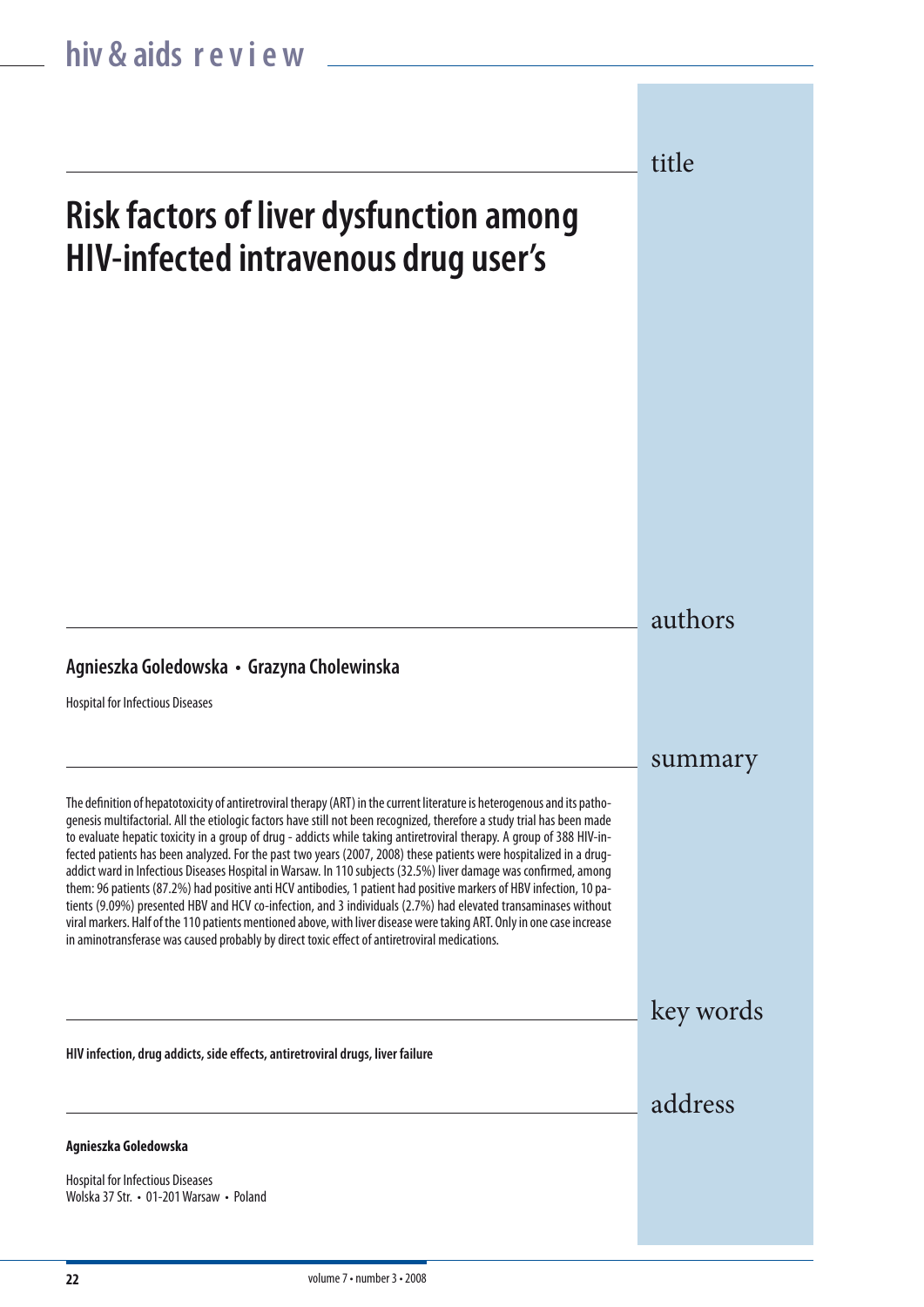# Risk factors of liver dysfunction among HIV-infected intravenous drug user's

## authors

**Agnieszka Goledowska • Grazyna Cholewinska**

Hospital for Infectious Diseases

## summary

The definition of hepatotoxicity of antiretroviral therapy (ART) in the current literature is heterogenous and its pathogenesis multifactorial. All the etiologic factors have still not been recognized, therefore a study trial has been made to evaluate hepatic toxicity in a group of drug - addicts while taking antiretroviral therapy. A group of 388 HIV-infected patients has been analyzed. For the past two years (2007, 2008) these patients were hospitalized in a drug-addict ward in Infectious Diseases Hospital in Warsaw. In 110 subjects (32.5%) liver damage was confirmed, among them: 96 patients (87.2%) had positive anti HCV antibodies, 1 patient had positive markers of HBV infection, 10 patients (9.09%) presented HBV and HCV co-infection, and 3 individuals (2.7%) had elevated transaminases without viral markers. Half of the 110 patients mentioned above, with liver disease were taking ART. Only in one case increase in aminotransferase was caused probably by direct toxic effect of antiretroviral medications.

## key words

**HIV infection, drug addicts, side effects, antiretroviral drugs, liver failure**

## address

**Agnieszka Goledowska**

Hospital for Infectious Diseases
Wolska 37 Str. • 01-201 Warsaw • Poland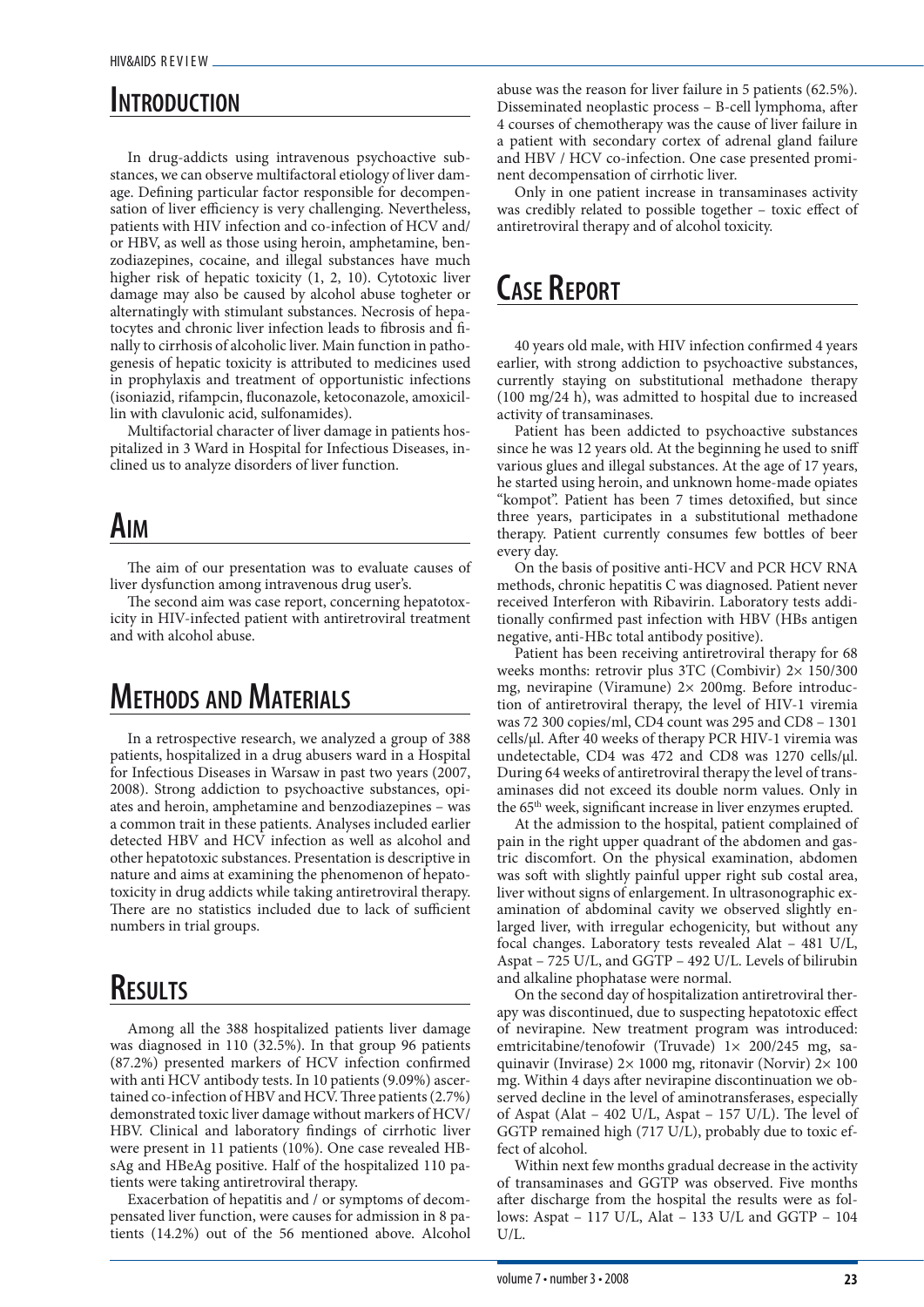## Introduction

In drug-addicts using intravenous psychoactive substances, we can observe multifactoral etiology of liver damage. Defining particular factor responsible for decompensation of liver efficiency is very challenging. Nevertheless, patients with HIV infection and co-infection of HCV and/ or HBV, as well as those using heroin, amphetamine, benzodiazepines, cocaine, and illegal substances have much higher risk of hepatic toxicity (1, 2, 10). Cytotoxic liver damage may also be caused by alcohol abuse togheter or alternatingly with stimulant substances. Necrosis of hepatocytes and chronic liver infection leads to fibrosis and finally to cirrhosis of alcoholic liver. Main function in pathogenesis of hepatic toxicity is attributed to medicines used in prophylaxis and treatment of opportunistic infections (isoniazid, rifampcin, fluconazole, ketoconazole, amoxicillin with clavulonic acid, sulfonamides).

Multifactorial character of liver damage in patients hospitalized in 3 Ward in Hospital for Infectious Diseases, inclined us to analyze disorders of liver function.

## Aim

The aim of our presentation was to evaluate causes of liver dysfunction among intravenous drug user's.

The second aim was case report, concerning hepatotoxicity in HIV-infected patient with antiretroviral treatment and with alcohol abuse.

## Methods and Materials

In a retrospective research, we analyzed a group of 388 patients, hospitalized in a drug abusers ward in a Hospital for Infectious Diseases in Warsaw in past two years (2007, 2008). Strong addiction to psychoactive substances, opiates and heroin, amphetamine and benzodiazepines – was a common trait in these patients. Analyses included earlier detected HBV and HCV infection as well as alcohol and other hepatotoxic substances. Presentation is descriptive in nature and aims at examining the phenomenon of hepatotoxicity in drug addicts while taking antiretroviral therapy. There are no statistics included due to lack of sufficient numbers in trial groups.

## Results

Among all the 388 hospitalized patients liver damage was diagnosed in 110 (32.5%). In that group 96 patients (87.2%) presented markers of HCV infection confirmed with anti HCV antibody tests. In 10 patients (9.09%) ascertained co-infection of HBV and HCV. Three patients (2.7%) demonstrated toxic liver damage without markers of HCV/ HBV. Clinical and laboratory findings of cirrhotic liver were present in 11 patients (10%). One case revealed HBsAg and HBeAg positive. Half of the hospitalized 110 patients were taking antiretroviral therapy.

Exacerbation of hepatitis and / or symptoms of decompensated liver function, were causes for admission in 8 patients (14.2%) out of the 56 mentioned above. Alcohol abuse was the reason for liver failure in 5 patients (62.5%). Disseminated neoplastic process – B-cell lymphoma, after 4 courses of chemotherapy was the cause of liver failure in a patient with secondary cortex of adrenal gland failure and HBV / HCV co-infection. One case presented prominent decompensation of cirrhotic liver.

Only in one patient increase in transaminases activity was credibly related to possible together – toxic effect of antiretroviral therapy and of alcohol toxicity.

## Case Report

40 years old male, with HIV infection confirmed 4 years earlier, with strong addiction to psychoactive substances, currently staying on substitutional methadone therapy (100 mg/24 h), was admitted to hospital due to increased activity of transaminases.

Patient has been addicted to psychoactive substances since he was 12 years old. At the beginning he used to sniff various glues and illegal substances. At the age of 17 years, he started using heroin, and unknown home-made opiates "kompot". Patient has been 7 times detoxified, but since three years, participates in a substitutional methadone therapy. Patient currently consumes few bottles of beer every day.

On the basis of positive anti-HCV and PCR HCV RNA methods, chronic hepatitis C was diagnosed. Patient never received Interferon with Ribavirin. Laboratory tests additionally confirmed past infection with HBV (HBs antigen negative, anti-HBc total antibody positive).

Patient has been receiving antiretroviral therapy for 68 weeks months: retrovir plus 3TC (Combivir) 2× 150/300 mg, nevirapine (Viramune) 2× 200mg. Before introduction of antiretroviral therapy, the level of HIV-1 viremia was 72 300 copies/ml, CD4 count was 295 and CD8 – 1301 cells/µl. After 40 weeks of therapy PCR HIV-1 viremia was undetectable, CD4 was 472 and CD8 was 1270 cells/µl. During 64 weeks of antiretroviral therapy the level of transaminases did not exceed its double norm values. Only in the 65th week, significant increase in liver enzymes erupted.

At the admission to the hospital, patient complained of pain in the right upper quadrant of the abdomen and gastric discomfort. On the physical examination, abdomen was soft with slightly painful upper right sub costal area, liver without signs of enlargement. In ultrasonographic examination of abdominal cavity we observed slightly enlarged liver, with irregular echogenicity, but without any focal changes. Laboratory tests revealed Alat – 481 U/L, Aspat – 725 U/L, and GGTP – 492 U/L. Levels of bilirubin and alkaline phophatase were normal.

On the second day of hospitalization antiretroviral therapy was discontinued, due to suspecting hepatotoxic effect of nevirapine. New treatment program was introduced: emtricitabine/tenofowir (Truvade) 1× 200/245 mg, saquinavir (Invirase) 2× 1000 mg, ritonavir (Norvir) 2× 100 mg. Within 4 days after nevirapine discontinuation we observed decline in the level of aminotransferases, especially of Aspat (Alat – 402 U/L, Aspat – 157 U/L). The level of GGTP remained high (717 U/L), probably due to toxic effect of alcohol.

Within next few months gradual decrease in the activity of transaminases and GGTP was observed. Five months after discharge from the hospital the results were as follows: Aspat – 117 U/L, Alat – 133 U/L and GGTP – 104 U/L.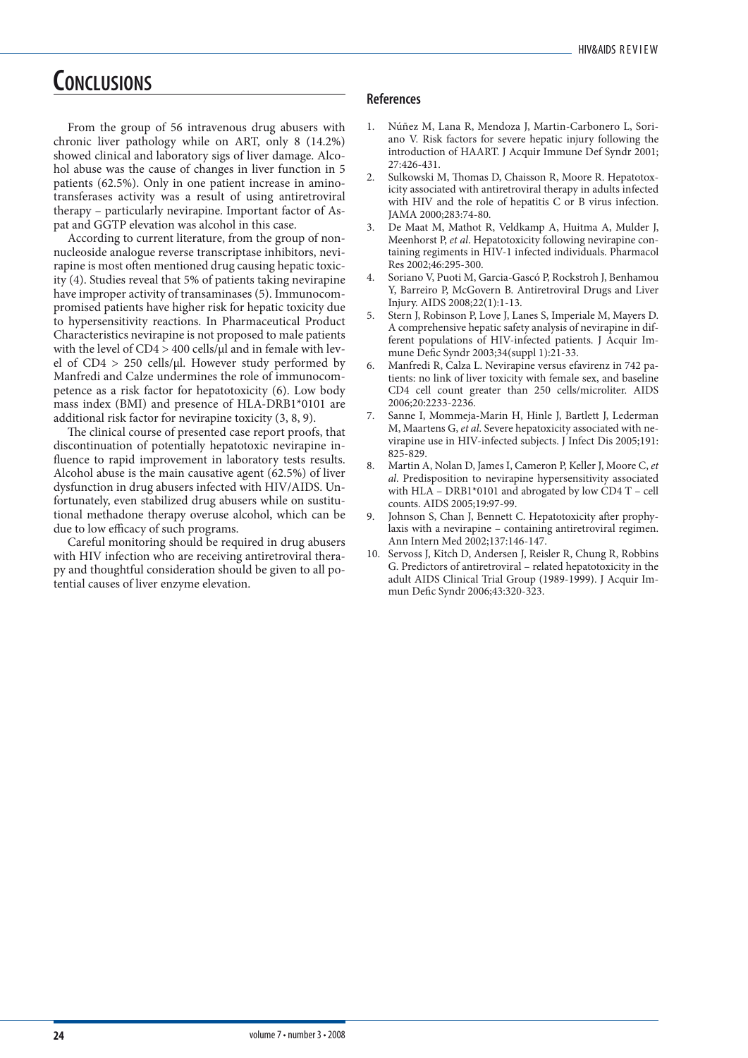# Conclusions

From the group of 56 intravenous drug abusers with chronic liver pathology while on ART, only 8 (14.2%) showed clinical and laboratory sigs of liver damage. Alcohol abuse was the cause of changes in liver function in 5 patients (62.5%). Only in one patient increase in aminotransferases activity was a result of using antiretroviral therapy – particularly nevirapine. Important factor of Aspat and GGTP elevation was alcohol in this case.

According to current literature, from the group of non-nucleoside analogue reverse transcriptase inhibitors, nevirapine is most often mentioned drug causing hepatic toxicity (4). Studies reveal that 5% of patients taking nevirapine have improper activity of transaminases (5). Immunocompromised patients have higher risk for hepatic toxicity due to hypersensitivity reactions. In Pharmaceutical Product Characteristics nevirapine is not proposed to male patients with the level of CD4 > 400 cells/μl and in female with level of CD4 > 250 cells/μl. However study performed by Manfredi and Calze undermines the role of immunocompetence as a risk factor for hepatotoxicity (6). Low body mass index (BMI) and presence of HLA-DRB1*0101 are additional risk factor for nevirapine toxicity (3, 8, 9).

The clinical course of presented case report proofs, that discontinuation of potentially hepatotoxic nevirapine influence to rapid improvement in laboratory tests results. Alcohol abuse is the main causative agent (62.5%) of liver dysfunction in drug abusers infected with HIV/AIDS. Unfortunately, even stabilized drug abusers while on sustitutional methadone therapy overuse alcohol, which can be due to low efficacy of such programs.

Careful monitoring should be required in drug abusers with HIV infection who are receiving antiretroviral therapy and thoughtful consideration should be given to all potential causes of liver enzyme elevation.

## References

1. Núñez M, Lana R, Mendoza J, Martin-Carbonero L, Soriano V. Risk factors for severe hepatic injury following the introduction of HAART. J Acquir Immune Def Syndr 2001; 27:426-431.
2. Sulkowski M, Thomas D, Chaisson R, Moore R. Hepatotoxicity associated with antiretroviral therapy in adults infected with HIV and the role of hepatitis C or B virus infection. JAMA 2000;283:74-80.
3. De Maat M, Mathot R, Veldkamp A, Huitma A, Mulder J, Meenhorst P, *et al*. Hepatotoxicity following nevirapine containing regiments in HIV-1 infected individuals. Pharmacol Res 2002;46:295-300.
4. Soriano V, Puoti M, Garcia-Gascó P, Rockstroh J, Benhamou Y, Barreiro P, McGovern B. Antiretroviral Drugs and Liver Injury. AIDS 2008;22(1):1-13.
5. Stern J, Robinson P, Love J, Lanes S, Imperiale M, Mayers D. A comprehensive hepatic safety analysis of nevirapine in different populations of HIV-infected patients. J Acquir Immune Defic Syndr 2003;34(suppl 1):21-33.
6. Manfredi R, Calza L. Nevirapine versus efavirenz in 742 patients: no link of liver toxicity with female sex, and baseline CD4 cell count greater than 250 cells/microliter. AIDS 2006;20:2233-2236.
7. Sanne I, Mommeja-Marin H, Hinle J, Bartlett J, Lederman M, Maartens G, *et al*. Severe hepatoxicity associated with nevirapine use in HIV-infected subjects. J Infect Dis 2005;191: 825-829.
8. Martin A, Nolan D, James I, Cameron P, Keller J, Moore C, *et al*. Predisposition to nevirapine hypersensitivity associated with HLA – DRB1*0101 and abrogated by low CD4 T – cell counts. AIDS 2005;19:97-99.
9. Johnson S, Chan J, Bennett C. Hepatotoxicity after prophylaxis with a nevirapine – containing antiretroviral regimen. Ann Intern Med 2002;137:146-147.
10. Servoss J, Kitch D, Andersen J, Reisler R, Chung R, Robbins G. Predictors of antiretroviral – related hepatotoxicity in the adult AIDS Clinical Trial Group (1989-1999). J Acquir Immun Defic Syndr 2006;43:320-323.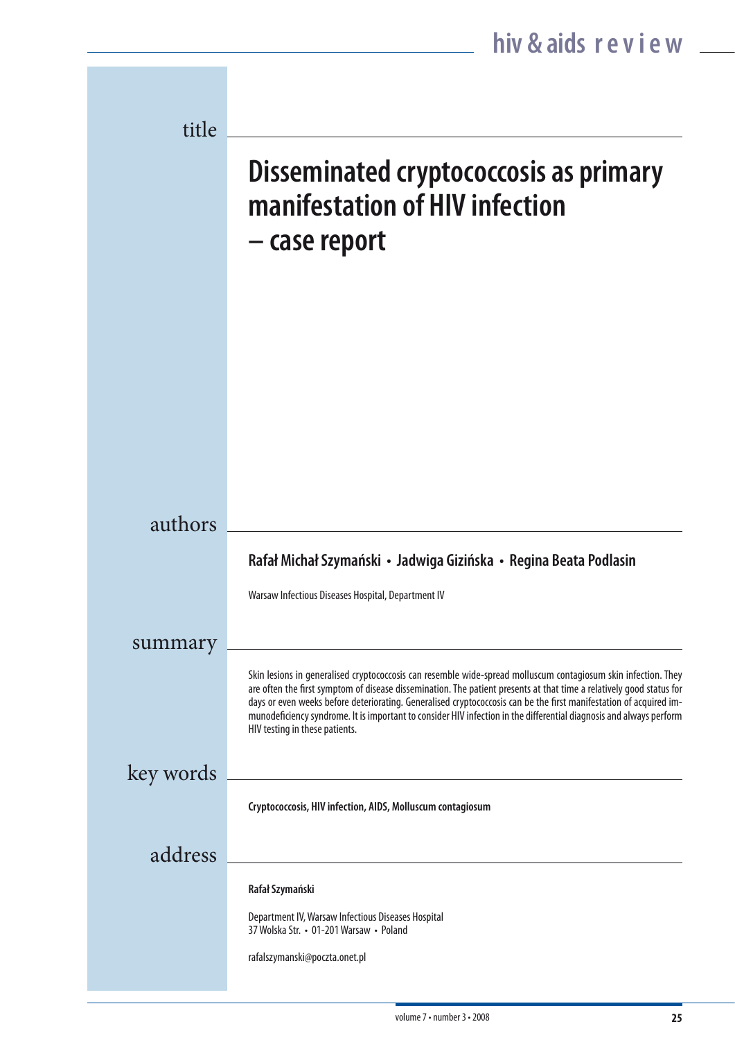# Disseminated cryptococcosis as primary manifestation of HIV infection – case report

## authors

**Rafał Michał Szymański • Jadwiga Gizińska • Regina Beata Podlasin**

Warsaw Infectious Diseases Hospital, Department IV

## summary

Skin lesions in generalised cryptococcosis can resemble wide-spread molluscum contagiosum skin infection. They are often the first symptom of disease dissemination. The patient presents at that time a relatively good status for days or even weeks before deteriorating. Generalised cryptococcosis can be the first manifestation of acquired immunodeficiency syndrome. It is important to consider HIV infection in the differential diagnosis and always perform HIV testing in these patients.

## key words

**Cryptococcosis, HIV infection, AIDS, Molluscum contagiosum**

## address

**Rafał Szymański**

Department IV, Warsaw Infectious Diseases Hospital
37 Wolska Str. • 01-201 Warsaw • Poland

rafalszymanski@poczta.onet.pl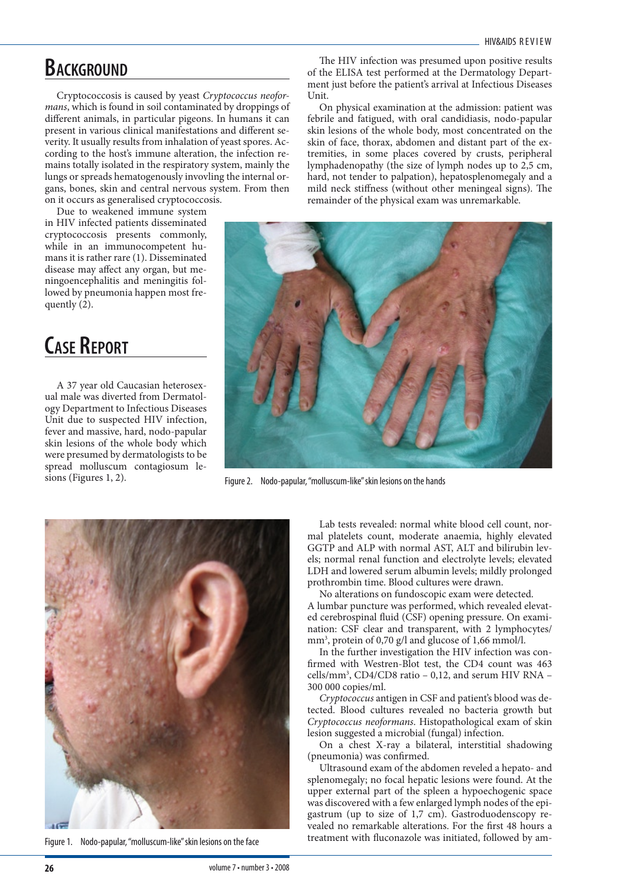# Background

Cryptococcosis is caused by yeast *Cryptococcus neoformans*, which is found in soil contaminated by droppings of different animals, in particular pigeons. In humans it can present in various clinical manifestations and different severity. It usually results from inhalation of yeast spores. According to the host's immune alteration, the infection remains totally isolated in the respiratory system, mainly the lungs or spreads hematogenously invovling the internal organs, bones, skin and central nervous system. From then on it occurs as generalised cryptococcosis.

Due to weakened immune system in HIV infected patients disseminated cryptococcosis presents commonly, while in an immunocompetent humans it is rather rare (1). Disseminated disease may affect any organ, but meningoencephalitis and meningitis followed by pneumonia happen most frequently (2).

# Case Report

A 37 year old Caucasian heterosexual male was diverted from Dermatology Department to Infectious Diseases Unit due to suspected HIV infection, fever and massive, hard, nodo-papular skin lesions of the whole body which were presumed by dermatologists to be spread molluscum contagiosum lesions (Figures 1, 2).

The HIV infection was presumed upon positive results of the ELISA test performed at the Dermatology Department just before the patient's arrival at Infectious Diseases Unit.

On physical examination at the admission: patient was febrile and fatigued, with oral candidiasis, nodo-papular skin lesions of the whole body, most concentrated on the skin of face, thorax, abdomen and distant part of the extremities, in some places covered by crusts, peripheral lymphadenopathy (the size of lymph nodes up to 2,5 cm, hard, not tender to palpation), hepatosplenomegaly and a mild neck stiffness (without other meningeal signs). The remainder of the physical exam was unremarkable.

Figure 2. Nodo-papular, "molluscum-like" skin lesions on the hands

Figure 1. Nodo-papular, "molluscum-like" skin lesions on the face

Lab tests revealed: normal white blood cell count, normal platelets count, moderate anaemia, highly elevated GGTP and ALP with normal AST, ALT and bilirubin levels; normal renal function and electrolyte levels; elevated LDH and lowered serum albumin levels; mildly prolonged prothrombin time. Blood cultures were drawn.

No alterations on fundoscopic exam were detected.

A lumbar puncture was performed, which revealed elevated cerebrospinal fluid (CSF) opening pressure. On examination: CSF clear and transparent, with 2 lymphocytes/mm$^3$, protein of 0,70 g/l and glucose of 1,66 mmol/l.

In the further investigation the HIV infection was confirmed with Westren-Blot test, the CD4 count was 463 cells/mm$^3$, CD4/CD8 ratio – 0,12, and serum HIV RNA – 300 000 copies/ml.

*Cryptococcus* antigen in CSF and patient's blood was detected. Blood cultures revealed no bacteria growth but *Cryptococcus neoformans*. Histopathological exam of skin lesion suggested a microbial (fungal) infection.

On a chest X-ray a bilateral, interstitial shadowing (pneumonia) was confirmed.

Ultrasound exam of the abdomen reveled a hepato- and splenomegaly; no focal hepatic lesions were found. At the upper external part of the spleen a hypoechogenic space was discovered with a few enlarged lymph nodes of the epigastrum (up to size of 1,7 cm). Gastroduodenscopy revealed no remarkable alterations. For the first 48 hours a treatment with fluconazole was initiated, followed by am-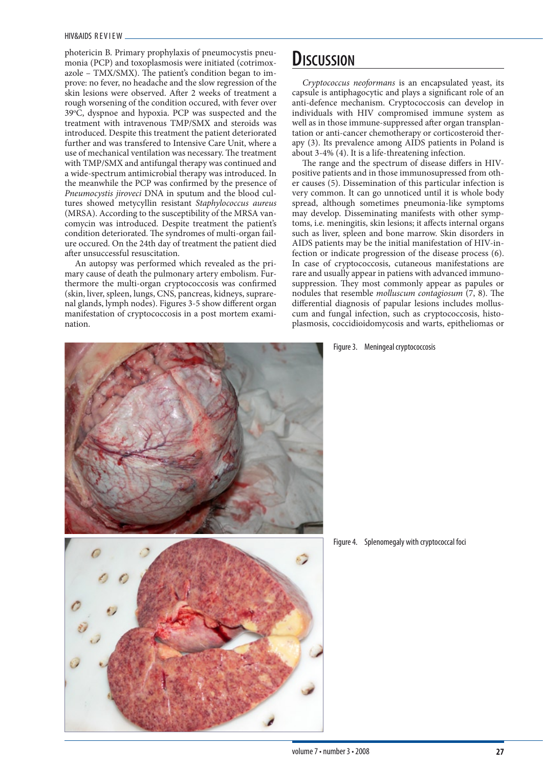photericin B. Primary prophylaxis of pneumocystis pneumonia (PCP) and toxoplasmosis were initiated (cotrimoxazole – TMX/SMX). The patient's condition began to improve: no fever, no headache and the slow regression of the skin lesions were observed. After 2 weeks of treatment a rough worsening of the condition occured, with fever over 39°C, dyspnoe and hypoxia. PCP was suspected and the treatment with intravenous TMP/SMX and steroids was introduced. Despite this treatment the patient deteriorated further and was transfered to Intensive Care Unit, where a use of mechanical ventilation was necessary. The treatment with TMP/SMX and antifungal therapy was continued and a wide-spectrum antimicrobial therapy was introduced. In the meanwhile the PCP was confirmed by the presence of *Pneumocystis jiroveci* DNA in sputum and the blood cultures showed metycyllin resistant *Staphylococcus aureus* (MRSA). According to the susceptibility of the MRSA vancomycin was introduced. Despite treatment the patient's condition deteriorated. The syndromes of multi-organ failure occured. On the 24th day of treatment the patient died after unsuccessful resuscitation.

An autopsy was performed which revealed as the primary cause of death the pulmonary artery embolism. Furthermore the multi-organ cryptococcosis was confirmed (skin, liver, spleen, lungs, CNS, pancreas, kidneys, suprarenal glands, lymph nodes). Figures 3-5 show different organ manifestation of cryptococcosis in a post mortem examination.

## Discussion

*Cryptococcus neoformans* is an encapsulated yeast, its capsule is antiphagocytic and plays a significant role of an anti-defence mechanism. Cryptococcosis can develop in individuals with HIV compromised immune system as well as in those immune-suppressed after organ transplantation or anti-cancer chemotherapy or corticosteroid therapy (3). Its prevalence among AIDS patients in Poland is about 3-4% (4). It is a life-threatening infection.

The range and the spectrum of disease differs in HIV-positive patients and in those immunosupressed from other causes (5). Dissemination of this particular infection is very common. It can go unnoticed until it is whole body spread, although sometimes pneumonia-like symptoms may develop. Disseminating manifests with other symptoms, i.e. meningitis, skin lesions; it affects internal organs such as liver, spleen and bone marrow. Skin disorders in AIDS patients may be the initial manifestation of HIV-infection or indicate progression of the disease process (6). In case of cryptococcosis, cutaneous manifestations are rare and usually appear in patiens with advanced immunosuppression. They most commonly appear as papules or nodules that resemble *molluscum contagiosum* (7, 8). The differential diagnosis of papular lesions includes molluscum and fungal infection, such as cryptococcosis, histoplasmosis, coccidioidomycosis and warts, epitheliomas or

Figure 3. Meningeal cryptococcosis

Figure 4. Splenomegaly with cryptococcal foci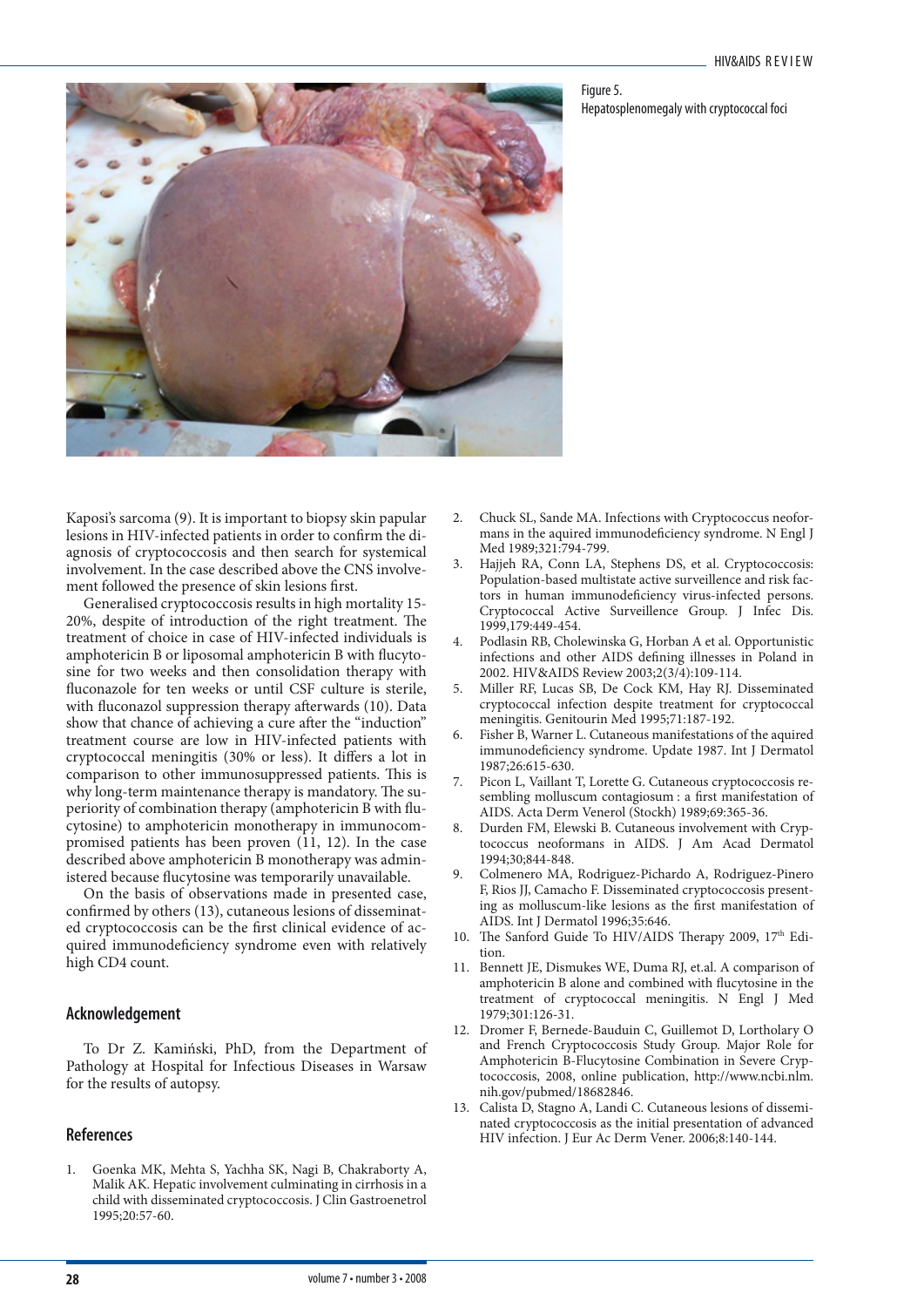Figure 5.
Hepatosplenomegaly with cryptococcal foci

Kaposi's sarcoma (9). It is important to biopsy skin papular lesions in HIV-infected patients in order to confirm the diagnosis of cryptococcosis and then search for systemical involvement. In the case described above the CNS involvement followed the presence of skin lesions first.

Generalised cryptococcosis results in high mortality 15-20%, despite of introduction of the right treatment. The treatment of choice in case of HIV-infected individuals is amphotericin B or liposomal amphotericin B with flucytosine for two weeks and then consolidation therapy with fluconazole for ten weeks or until CSF culture is sterile, with fluconazol suppression therapy afterwards (10). Data show that chance of achieving a cure after the "induction" treatment course are low in HIV-infected patients with cryptococcal meningitis (30% or less). It differs a lot in comparison to other immunosuppressed patients. This is why long-term maintenance therapy is mandatory. The superiority of combination therapy (amphotericin B with flucytosine) to amphotericin monotherapy in immunocompromised patients has been proven (11, 12). In the case described above amphotericin B monotherapy was administered because flucytosine was temporarily unavailable.

On the basis of observations made in presented case, confirmed by others (13), cutaneous lesions of disseminated cryptococcosis can be the first clinical evidence of acquired immunodeficiency syndrome even with relatively high CD4 count.

## Acknowledgement

To Dr Z. Kamiński, PhD, from the Department of Pathology at Hospital for Infectious Diseases in Warsaw for the results of autopsy.

## References

1. Goenka MK, Mehta S, Yachha SK, Nagi B, Chakraborty A, Malik AK. Hepatic involvement culminating in cirrhosis in a child with disseminated cryptococcosis. J Clin Gastroenetrol 1995;20:57-60.
2. Chuck SL, Sande MA. Infections with Cryptococcus neoformans in the aquired immunodeficiency syndrome. N Engl J Med 1989;321:794-799.
3. Hajjeh RA, Conn LA, Stephens DS, et al. Cryptococcosis: Population-based multistate active surveillence and risk factors in human immunodeficiency virus-infected persons. Cryptococcal Active Surveillence Group. J Infec Dis. 1999,179:449-454.
4. Podlasin RB, Cholewinska G, Horban A et al. Opportunistic infections and other AIDS defining illnesses in Poland in 2002. HIV&AIDS Review 2003;2(3/4):109-114.
5. Miller RF, Lucas SB, De Cock KM, Hay RJ. Disseminated cryptococcal infection despite treatment for cryptococcal meningitis. Genitourin Med 1995;71:187-192.
6. Fisher B, Warner L. Cutaneous manifestations of the aquired immunodeficiency syndrome. Update 1987. Int J Dermatol 1987;26:615-630.
7. Picon L, Vaillant T, Lorette G. Cutaneous cryptococcosis resembling molluscum contagiosum : a first manifestation of AIDS. Acta Derm Venerol (Stockh) 1989;69:365-36.
8. Durden FM, Elewski B. Cutaneous involvement with Cryptococcus neoformans in AIDS. J Am Acad Dermatol 1994;30;844-848.
9. Colmenero MA, Rodriguez-Pichardo A, Rodriguez-Pinero F, Rios JJ, Camacho F. Disseminated cryptococcosis presenting as molluscum-like lesions as the first manifestation of AIDS. Int J Dermatol 1996;35:646.
10. The Sanford Guide To HIV/AIDS Therapy 2009, 17th Edition.
11. Bennett JE, Dismukes WE, Duma RJ, et.al. A comparison of amphotericin B alone and combined with flucytosine in the treatment of cryptococcal meningitis. N Engl J Med 1979;301:126-31.
12. Dromer F, Bernede-Bauduin C, Guillemot D, Lortholary O and French Cryptococcosis Study Group. Major Role for Amphotericin B-Flucytosine Combination in Severe Cryptococcosis, 2008, online publication, http://www.ncbi.nlm.nih.gov/pubmed/18682846.
13. Calista D, Stagno A, Landi C. Cutaneous lesions of disseminated cryptococcosis as the initial presentation of advanced HIV infection. J Eur Ac Derm Vener. 2006;8:140-144.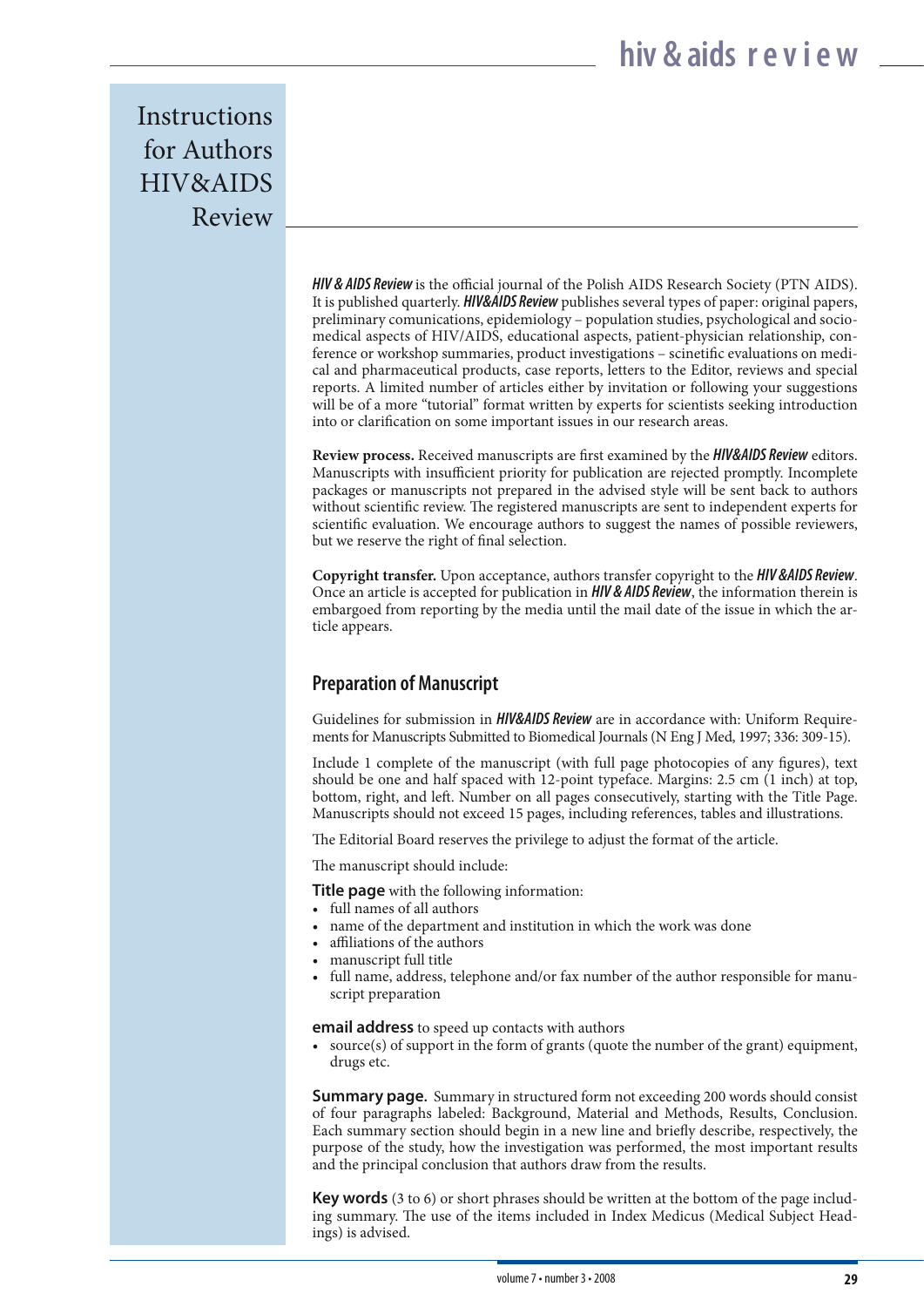# Instructions for Authors HIV&AIDS Review

***HIV & AIDS Review*** is the official journal of the Polish AIDS Research Society (PTN AIDS). It is published quarterly. ***HIV&AIDS Review*** publishes several types of paper: original papers, preliminary comunications, epidemiology – population studies, psychological and socio-medical aspects of HIV/AIDS, educational aspects, patient-physician relationship, conference or workshop summaries, product investigations – scinetific evaluations on medical and pharmaceutical products, case reports, letters to the Editor, reviews and special reports. A limited number of articles either by invitation or following your suggestions will be of a more "tutorial" format written by experts for scientists seeking introduction into or clarification on some important issues in our research areas.

**Review process.** Received manuscripts are first examined by the ***HIV&AIDS Review*** editors. Manuscripts with insufficient priority for publication are rejected promptly. Incomplete packages or manuscripts not prepared in the advised style will be sent back to authors without scientific review. The registered manuscripts are sent to independent experts for scientific evaluation. We encourage authors to suggest the names of possible reviewers, but we reserve the right of final selection.

**Copyright transfer.** Upon acceptance, authors transfer copyright to the ***HIV &AIDS Review***. Once an article is accepted for publication in ***HIV & AIDS Review***, the information therein is embargoed from reporting by the media until the mail date of the issue in which the article appears.

## Preparation of Manuscript

Guidelines for submission in ***HIV&AIDS Review*** are in accordance with: Uniform Requirements for Manuscripts Submitted to Biomedical Journals (N Eng J Med, 1997; 336: 309-15).

Include 1 complete of the manuscript (with full page photocopies of any figures), text should be one and half spaced with 12-point typeface. Margins: 2.5 cm (1 inch) at top, bottom, right, and left. Number on all pages consecutively, starting with the Title Page. Manuscripts should not exceed 15 pages, including references, tables and illustrations.

The Editorial Board reserves the privilege to adjust the format of the article.

The manuscript should include:

**Title page** with the following information:

- full names of all authors
- name of the department and institution in which the work was done
- affiliations of the authors
- manuscript full title
- full name, address, telephone and/or fax number of the author responsible for manuscript preparation

**email address** to speed up contacts with authors

- source(s) of support in the form of grants (quote the number of the grant) equipment, drugs etc.

**Summary page.** Summary in structured form not exceeding 200 words should consist of four paragraphs labeled: Background, Material and Methods, Results, Conclusion. Each summary section should begin in a new line and briefly describe, respectively, the purpose of the study, how the investigation was performed, the most important results and the principal conclusion that authors draw from the results.

**Key words** (3 to 6) or short phrases should be written at the bottom of the page including summary. The use of the items included in Index Medicus (Medical Subject Headings) is advised.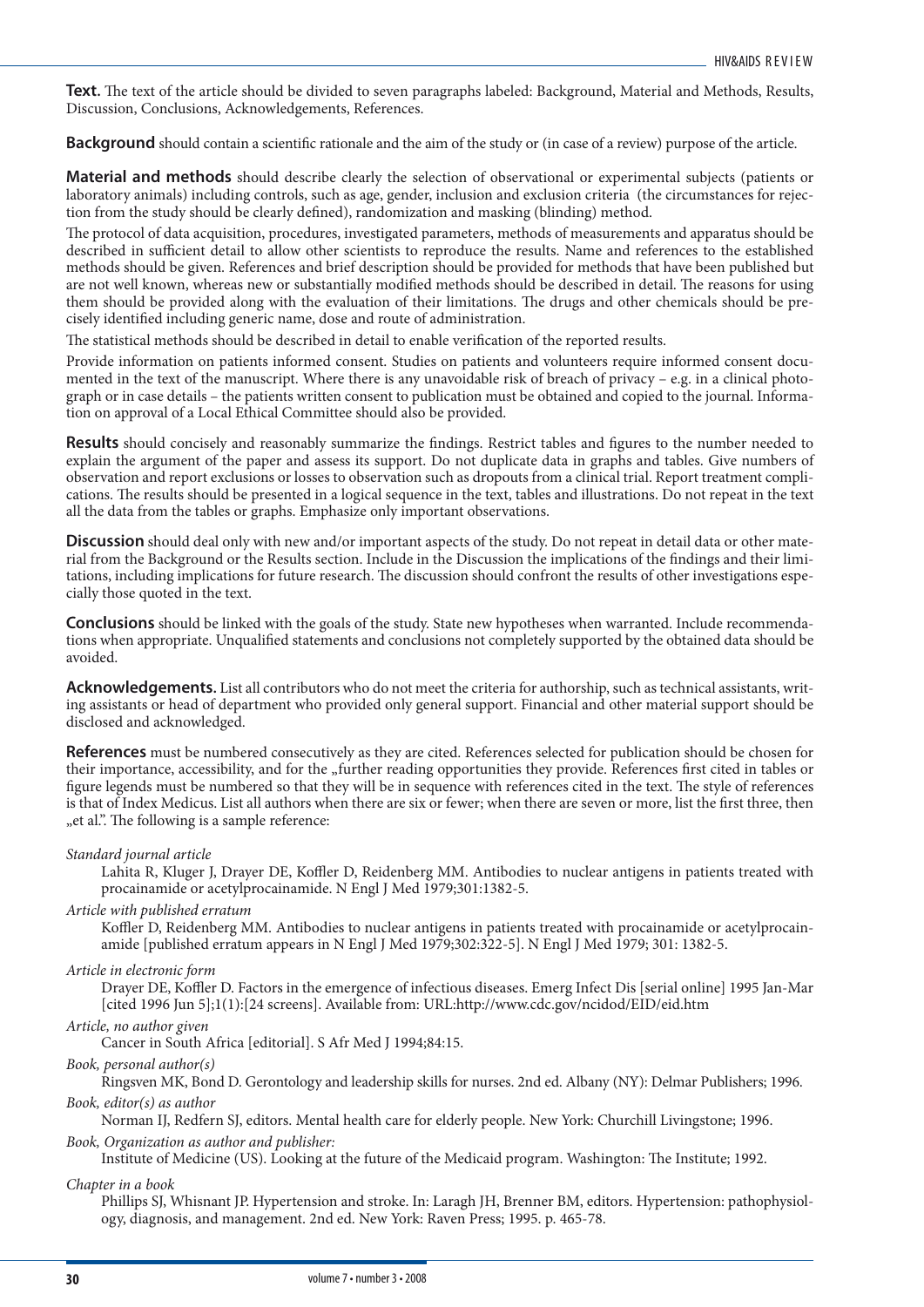**Text.** The text of the article should be divided to seven paragraphs labeled: Background, Material and Methods, Results, Discussion, Conclusions, Acknowledgements, References.

**Background** should contain a scientific rationale and the aim of the study or (in case of a review) purpose of the article.

**Material and methods** should describe clearly the selection of observational or experimental subjects (patients or laboratory animals) including controls, such as age, gender, inclusion and exclusion criteria (the circumstances for rejection from the study should be clearly defined), randomization and masking (blinding) method.

The protocol of data acquisition, procedures, investigated parameters, methods of measurements and apparatus should be described in sufficient detail to allow other scientists to reproduce the results. Name and references to the established methods should be given. References and brief description should be provided for methods that have been published but are not well known, whereas new or substantially modified methods should be described in detail. The reasons for using them should be provided along with the evaluation of their limitations. The drugs and other chemicals should be precisely identified including generic name, dose and route of administration.

The statistical methods should be described in detail to enable verification of the reported results.

Provide information on patients informed consent. Studies on patients and volunteers require informed consent documented in the text of the manuscript. Where there is any unavoidable risk of breach of privacy – e.g. in a clinical photograph or in case details – the patients written consent to publication must be obtained and copied to the journal. Information on approval of a Local Ethical Committee should also be provided.

**Results** should concisely and reasonably summarize the findings. Restrict tables and figures to the number needed to explain the argument of the paper and assess its support. Do not duplicate data in graphs and tables. Give numbers of observation and report exclusions or losses to observation such as dropouts from a clinical trial. Report treatment complications. The results should be presented in a logical sequence in the text, tables and illustrations. Do not repeat in the text all the data from the tables or graphs. Emphasize only important observations.

**Discussion** should deal only with new and/or important aspects of the study. Do not repeat in detail data or other material from the Background or the Results section. Include in the Discussion the implications of the findings and their limitations, including implications for future research. The discussion should confront the results of other investigations especially those quoted in the text.

**Conclusions** should be linked with the goals of the study. State new hypotheses when warranted. Include recommendations when appropriate. Unqualified statements and conclusions not completely supported by the obtained data should be avoided.

**Acknowledgements.** List all contributors who do not meet the criteria for authorship, such as technical assistants, writing assistants or head of department who provided only general support. Financial and other material support should be disclosed and acknowledged.

**References** must be numbered consecutively as they are cited. References selected for publication should be chosen for their importance, accessibility, and for the „further reading opportunities they provide. References first cited in tables or figure legends must be numbered so that they will be in sequence with references cited in the text. The style of references is that of Index Medicus. List all authors when there are six or fewer; when there are seven or more, list the first three, then „et al.". The following is a sample reference:

*Standard journal article*

Lahita R, Kluger J, Drayer DE, Koffler D, Reidenberg MM. Antibodies to nuclear antigens in patients treated with procainamide or acetylprocainamide. N Engl J Med 1979;301:1382-5.

*Article with published erratum*

Koffler D, Reidenberg MM. Antibodies to nuclear antigens in patients treated with procainamide or acetylprocainamide [published erratum appears in N Engl J Med 1979;302:322-5]. N Engl J Med 1979; 301: 1382-5.

*Article in electronic form*

Drayer DE, Koffler D. Factors in the emergence of infectious diseases. Emerg Infect Dis [serial online] 1995 Jan-Mar [cited 1996 Jun 5];1(1):[24 screens]. Available from: URL:http://www.cdc.gov/ncidod/EID/eid.htm

*Article, no author given*

Cancer in South Africa [editorial]. S Afr Med J 1994;84:15.

*Book, personal author(s)*

Ringsven MK, Bond D. Gerontology and leadership skills for nurses. 2nd ed. Albany (NY): Delmar Publishers; 1996.

*Book, editor(s) as author*

Norman IJ, Redfern SJ, editors. Mental health care for elderly people. New York: Churchill Livingstone; 1996.

*Book, Organization as author and publisher:*

Institute of Medicine (US). Looking at the future of the Medicaid program. Washington: The Institute; 1992.

*Chapter in a book*

Phillips SJ, Whisnant JP. Hypertension and stroke. In: Laragh JH, Brenner BM, editors. Hypertension: pathophysiology, diagnosis, and management. 2nd ed. New York: Raven Press; 1995. p. 465-78.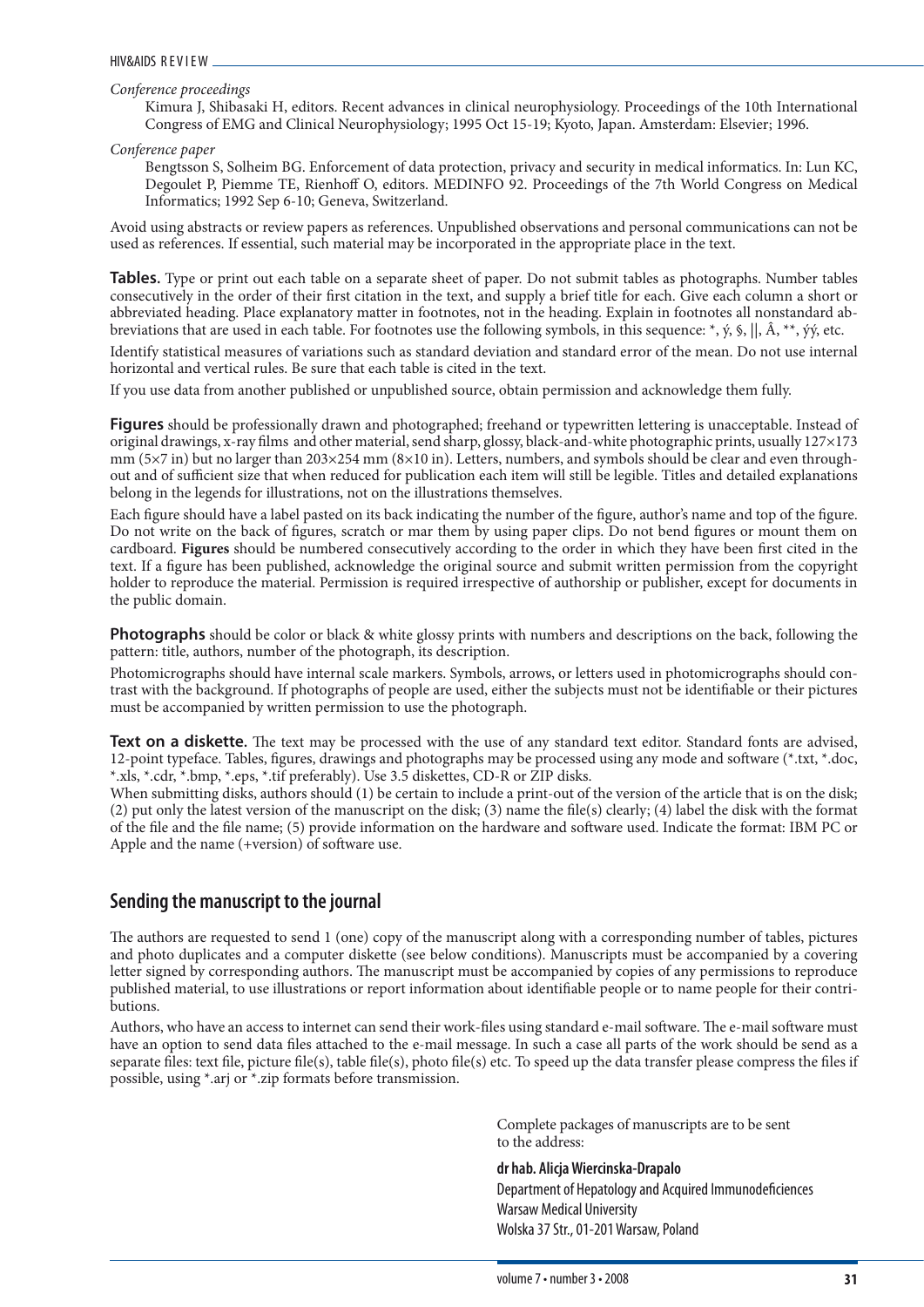*Conference proceedings*

Kimura J, Shibasaki H, editors. Recent advances in clinical neurophysiology. Proceedings of the 10th International Congress of EMG and Clinical Neurophysiology; 1995 Oct 15-19; Kyoto, Japan. Amsterdam: Elsevier; 1996.

*Conference paper*

Bengtsson S, Solheim BG. Enforcement of data protection, privacy and security in medical informatics. In: Lun KC, Degoulet P, Piemme TE, Rienhoff O, editors. MEDINFO 92. Proceedings of the 7th World Congress on Medical Informatics; 1992 Sep 6-10; Geneva, Switzerland.

Avoid using abstracts or review papers as references. Unpublished observations and personal communications can not be used as references. If essential, such material may be incorporated in the appropriate place in the text.

**Tables.** Type or print out each table on a separate sheet of paper. Do not submit tables as photographs. Number tables consecutively in the order of their first citation in the text, and supply a brief title for each. Give each column a short or abbreviated heading. Place explanatory matter in footnotes, not in the heading. Explain in footnotes all nonstandard abbreviations that are used in each table. For footnotes use the following symbols, in this sequence: *, ý, §, ||, Â, **, ýý, etc.

Identify statistical measures of variations such as standard deviation and standard error of the mean. Do not use internal horizontal and vertical rules. Be sure that each table is cited in the text.

If you use data from another published or unpublished source, obtain permission and acknowledge them fully.

**Figures** should be professionally drawn and photographed; freehand or typewritten lettering is unacceptable. Instead of original drawings, x-ray films and other material, send sharp, glossy, black-and-white photographic prints, usually 127×173 mm (5×7 in) but no larger than 203×254 mm (8×10 in). Letters, numbers, and symbols should be clear and even throughout and of sufficient size that when reduced for publication each item will still be legible. Titles and detailed explanations belong in the legends for illustrations, not on the illustrations themselves.

Each figure should have a label pasted on its back indicating the number of the figure, author's name and top of the figure. Do not write on the back of figures, scratch or mar them by using paper clips. Do not bend figures or mount them on cardboard. **Figures** should be numbered consecutively according to the order in which they have been first cited in the text. If a figure has been published, acknowledge the original source and submit written permission from the copyright holder to reproduce the material. Permission is required irrespective of authorship or publisher, except for documents in the public domain.

**Photographs** should be color or black & white glossy prints with numbers and descriptions on the back, following the pattern: title, authors, number of the photograph, its description.

Photomicrographs should have internal scale markers. Symbols, arrows, or letters used in photomicrographs should contrast with the background. If photographs of people are used, either the subjects must not be identifiable or their pictures must be accompanied by written permission to use the photograph.

**Text on a diskette.** The text may be processed with the use of any standard text editor. Standard fonts are advised, 12-point typeface. Tables, figures, drawings and photographs may be processed using any mode and software (*.txt, *.doc, *.xls, *.cdr, *.bmp, *.eps, *.tif preferably). Use 3.5 diskettes, CD-R or ZIP disks.

When submitting disks, authors should (1) be certain to include a print-out of the version of the article that is on the disk; (2) put only the latest version of the manuscript on the disk; (3) name the file(s) clearly; (4) label the disk with the format of the file and the file name; (5) provide information on the hardware and software used. Indicate the format: IBM PC or Apple and the name (+version) of software use.

## Sending the manuscript to the journal

The authors are requested to send 1 (one) copy of the manuscript along with a corresponding number of tables, pictures and photo duplicates and a computer diskette (see below conditions). Manuscripts must be accompanied by a covering letter signed by corresponding authors. The manuscript must be accompanied by copies of any permissions to reproduce published material, to use illustrations or report information about identifiable people or to name people for their contributions.

Authors, who have an access to internet can send their work-files using standard e-mail software. The e-mail software must have an option to send data files attached to the e-mail message. In such a case all parts of the work should be send as a separate files: text file, picture file(s), table file(s), photo file(s) etc. To speed up the data transfer please compress the files if possible, using *.arj or *.zip formats before transmission.

Complete packages of manuscripts are to be sent to the address:

**dr hab. Alicja Wiercinska-Drapalo**
Department of Hepatology and Acquired Immunodeficiences
Warsaw Medical University
Wolska 37 Str., 01-201 Warsaw, Poland